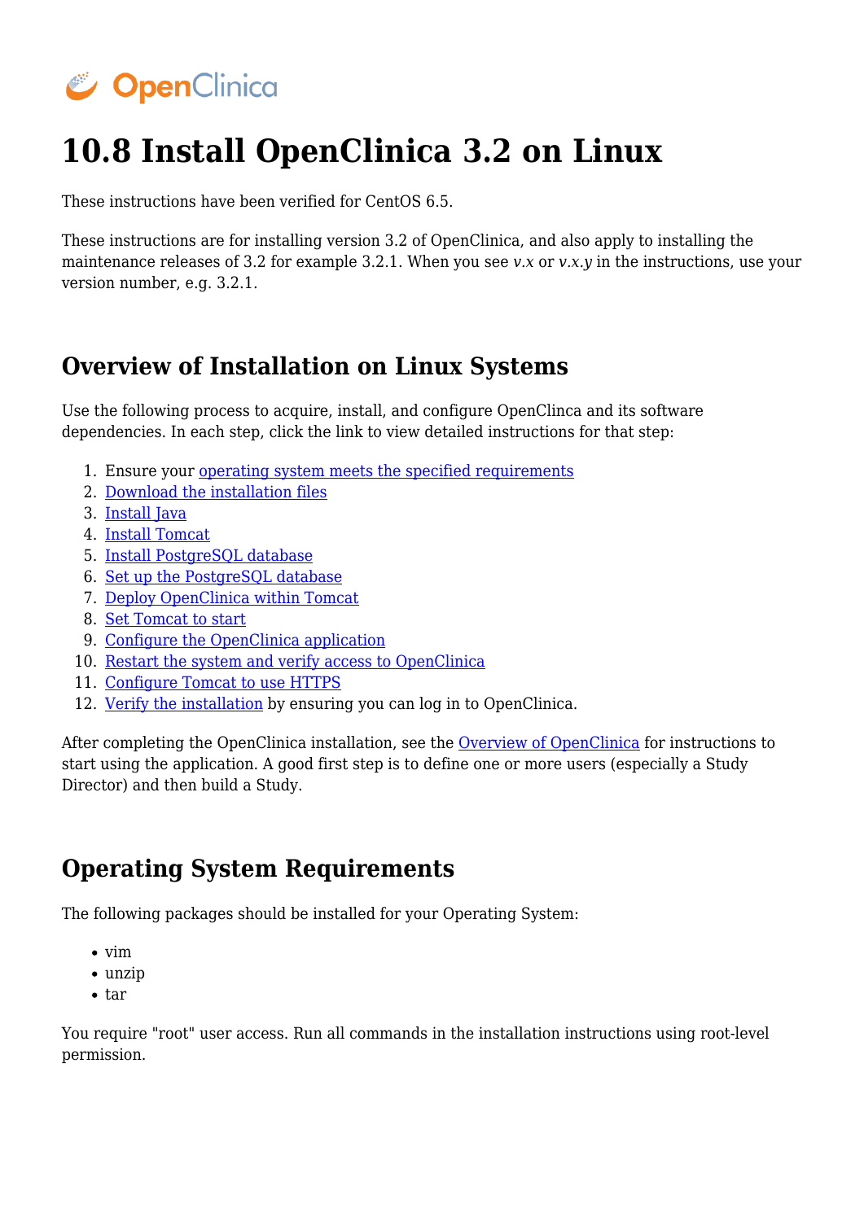# 10.8 Install OpenClinica 3.2 on Linux

These instructions have been verified for CentOS 6.5.

These instructions are for installing version 3.2 of OpenClinica, and also apply to installing the maintenance releases of 3.2 for example 3.2.1. When you see *v.x* or *v.x.y* in the instructions, use your version number, e.g. 3.2.1.

## Overview of Installation on Linux Systems

Use the following process to acquire, install, and configure OpenClinca and its software dependencies. In each step, click the link to view detailed instructions for that step:

1. Ensure your operating system meets the specified requirements
2. Download the installation files
3. Install Java
4. Install Tomcat
5. Install PostgreSQL database
6. Set up the PostgreSQL database
7. Deploy OpenClinica within Tomcat
8. Set Tomcat to start
9. Configure the OpenClinica application
10. Restart the system and verify access to OpenClinica
11. Configure Tomcat to use HTTPS
12. Verify the installation by ensuring you can log in to OpenClinica.

After completing the OpenClinica installation, see the Overview of OpenClinica for instructions to start using the application. A good first step is to define one or more users (especially a Study Director) and then build a Study.

## Operating System Requirements

The following packages should be installed for your Operating System:

- vim
- unzip
- tar

You require "root" user access. Run all commands in the installation instructions using root-level permission.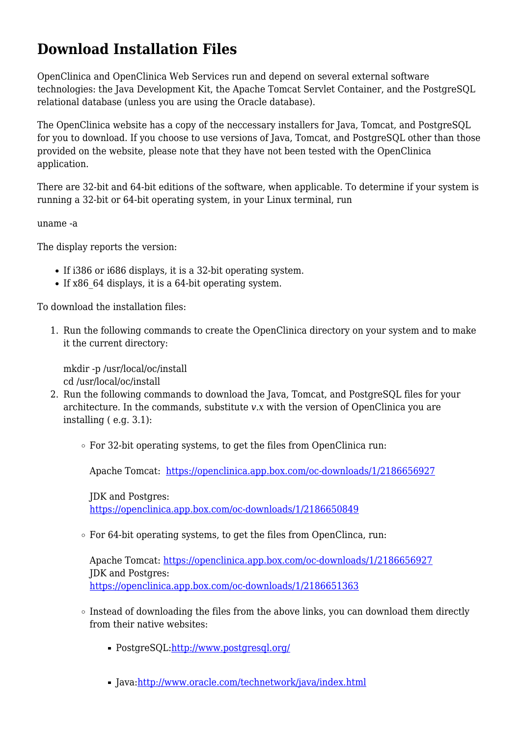# Download Installation Files

OpenClinica and OpenClinica Web Services run and depend on several external software technologies: the Java Development Kit, the Apache Tomcat Servlet Container, and the PostgreSQL relational database (unless you are using the Oracle database).

The OpenClinica website has a copy of the neccessary installers for Java, Tomcat, and PostgreSQL for you to download. If you choose to use versions of Java, Tomcat, and PostgreSQL other than those provided on the website, please note that they have not been tested with the OpenClinica application.

There are 32-bit and 64-bit editions of the software, when applicable. To determine if your system is running a 32-bit or 64-bit operating system, in your Linux terminal, run

uname -a

The display reports the version:

- If i386 or i686 displays, it is a 32-bit operating system.
- If x86_64 displays, it is a 64-bit operating system.

To download the installation files:

1. Run the following commands to create the OpenClinica directory on your system and to make it the current directory:

   mkdir -p /usr/local/oc/install
   cd /usr/local/oc/install
2. Run the following commands to download the Java, Tomcat, and PostgreSQL files for your architecture. In the commands, substitute *v.x* with the version of OpenClinica you are installing ( e.g. 3.1):

   - For 32-bit operating systems, to get the files from OpenClinica run:

     Apache Tomcat: [https://openclinica.app.box.com/oc-downloads/1/2186656927](https://openclinica.app.box.com/oc-downloads/1/2186656927)

     JDK and Postgres:
     [https://openclinica.app.box.com/oc-downloads/1/2186650849](https://openclinica.app.box.com/oc-downloads/1/2186650849)

   - For 64-bit operating systems, to get the files from OpenClinca, run:

     Apache Tomcat: [https://openclinica.app.box.com/oc-downloads/1/2186656927](https://openclinica.app.box.com/oc-downloads/1/2186656927)
     JDK and Postgres:
     [https://openclinica.app.box.com/oc-downloads/1/2186651363](https://openclinica.app.box.com/oc-downloads/1/2186651363)

   - Instead of downloading the files from the above links, you can download them directly from their native websites:

     - PostgreSQL:[http://www.postgresql.org/](http://www.postgresql.org/)

     - Java:[http://www.oracle.com/technetwork/java/index.html](http://www.oracle.com/technetwork/java/index.html)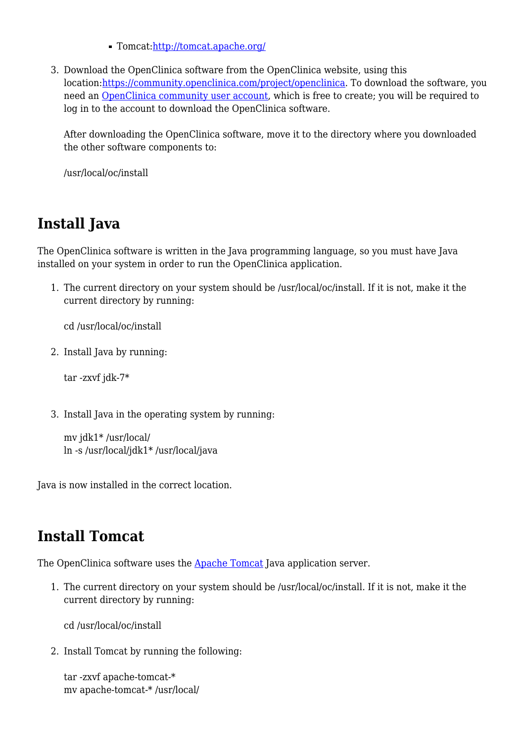- Tomcat:[http://tomcat.apache.org/](http://tomcat.apache.org/)

3. Download the OpenClinica software from the OpenClinica website, using this location:[https://community.openclinica.com/project/openclinica](https://community.openclinica.com/project/openclinica). To download the software, you need an [OpenClinica community user account](#), which is free to create; you will be required to log in to the account to download the OpenClinica software.

   After downloading the OpenClinica software, move it to the directory where you downloaded the other software components to:

   ```
   /usr/local/oc/install
   ```

## Install Java

The OpenClinica software is written in the Java programming language, so you must have Java installed on your system in order to run the OpenClinica application.

1. The current directory on your system should be /usr/local/oc/install. If it is not, make it the current directory by running:

   ```
   cd /usr/local/oc/install
   ```

2. Install Java by running:

   ```
   tar -zxvf jdk-7*
   ```

3. Install Java in the operating system by running:

   ```
   mv jdk1* /usr/local/
   ln -s /usr/local/jdk1* /usr/local/java
   ```

Java is now installed in the correct location.

## Install Tomcat

The OpenClinica software uses the [Apache Tomcat](#) Java application server.

1. The current directory on your system should be /usr/local/oc/install. If it is not, make it the current directory by running:

   ```
   cd /usr/local/oc/install
   ```

2. Install Tomcat by running the following:

   ```
   tar -zxvf apache-tomcat-*
   mv apache-tomcat-* /usr/local/
   ```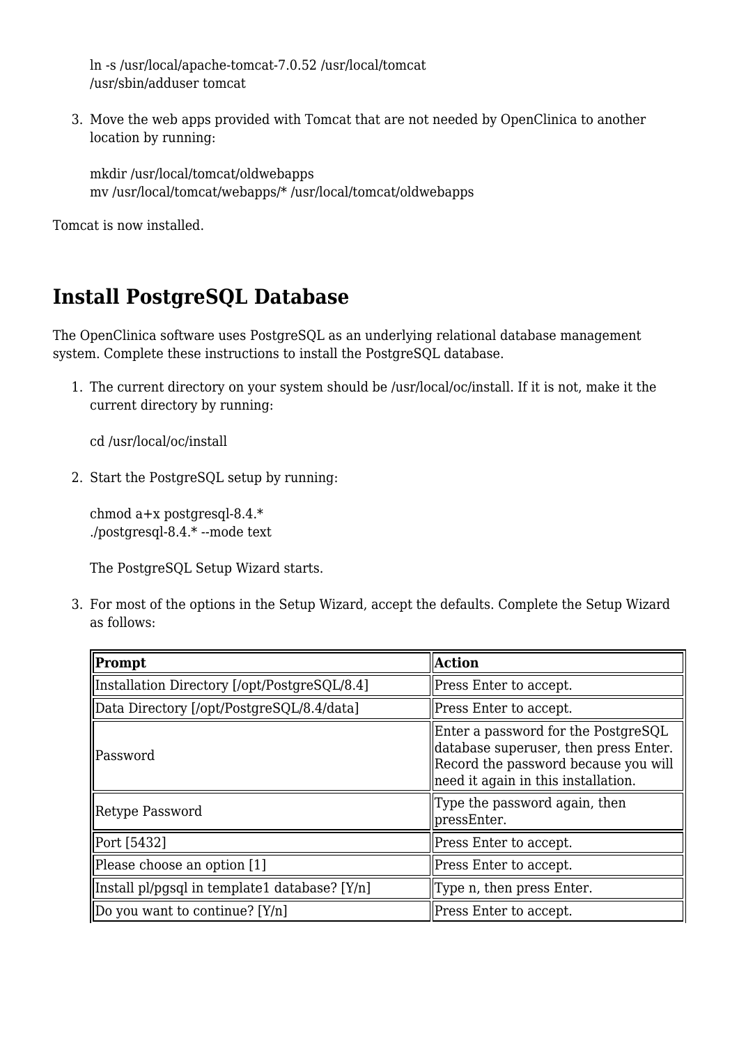```
ln -s /usr/local/apache-tomcat-7.0.52 /usr/local/tomcat
/usr/sbin/adduser tomcat
```

3. Move the web apps provided with Tomcat that are not needed by OpenClinica to another location by running:

```
mkdir /usr/local/tomcat/oldwebapps
mv /usr/local/tomcat/webapps/* /usr/local/tomcat/oldwebapps
```

Tomcat is now installed.

## Install PostgreSQL Database

The OpenClinica software uses PostgreSQL as an underlying relational database management system. Complete these instructions to install the PostgreSQL database.

1. The current directory on your system should be /usr/local/oc/install. If it is not, make it the current directory by running:

```
cd /usr/local/oc/install
```

2. Start the PostgreSQL setup by running:

```
chmod a+x postgresql-8.4.*
./postgresql-8.4.* --mode text
```

   The PostgreSQL Setup Wizard starts.

3. For most of the options in the Setup Wizard, accept the defaults. Complete the Setup Wizard as follows:

| **Prompt** | **Action** |
|---|---|
| Installation Directory [/opt/PostgreSQL/8.4] | Press Enter to accept. |
| Data Directory [/opt/PostgreSQL/8.4/data] | Press Enter to accept. |
| Password | Enter a password for the PostgreSQL database superuser, then press Enter. Record the password because you will need it again in this installation. |
| Retype Password | Type the password again, then pressEnter. |
| Port [5432] | Press Enter to accept. |
| Please choose an option [1] | Press Enter to accept. |
| Install pl/pgsql in template1 database? [Y/n] | Type n, then press Enter. |
| Do you want to continue? [Y/n] | Press Enter to accept. |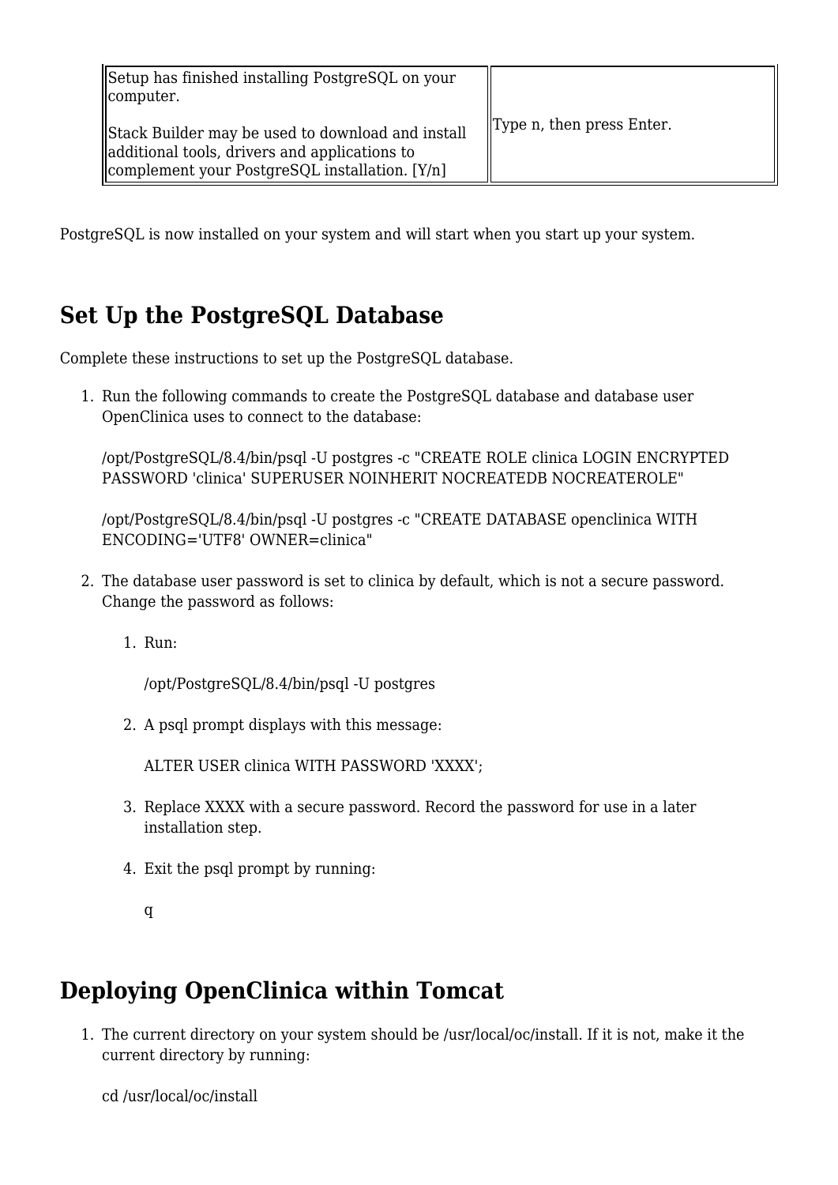| Setup has finished installing PostgreSQL on your computer.<br><br>Stack Builder may be used to download and install additional tools, drivers and applications to complement your PostgreSQL installation. [Y/n] | Type n, then press Enter. |
|---|---|

PostgreSQL is now installed on your system and will start when you start up your system.

## Set Up the PostgreSQL Database

Complete these instructions to set up the PostgreSQL database.

1. Run the following commands to create the PostgreSQL database and database user OpenClinica uses to connect to the database:

   /opt/PostgreSQL/8.4/bin/psql -U postgres -c "CREATE ROLE clinica LOGIN ENCRYPTED PASSWORD 'clinica' SUPERUSER NOINHERIT NOCREATEDB NOCREATEROLE"

   /opt/PostgreSQL/8.4/bin/psql -U postgres -c "CREATE DATABASE openclinica WITH ENCODING='UTF8' OWNER=clinica"

2. The database user password is set to clinica by default, which is not a secure password. Change the password as follows:

   1. Run:

      /opt/PostgreSQL/8.4/bin/psql -U postgres

   2. A psql prompt displays with this message:

      ALTER USER clinica WITH PASSWORD 'XXXX';

   3. Replace XXXX with a secure password. Record the password for use in a later installation step.

   4. Exit the psql prompt by running:

      q

## Deploying OpenClinica within Tomcat

1. The current directory on your system should be /usr/local/oc/install. If it is not, make it the current directory by running:

   cd /usr/local/oc/install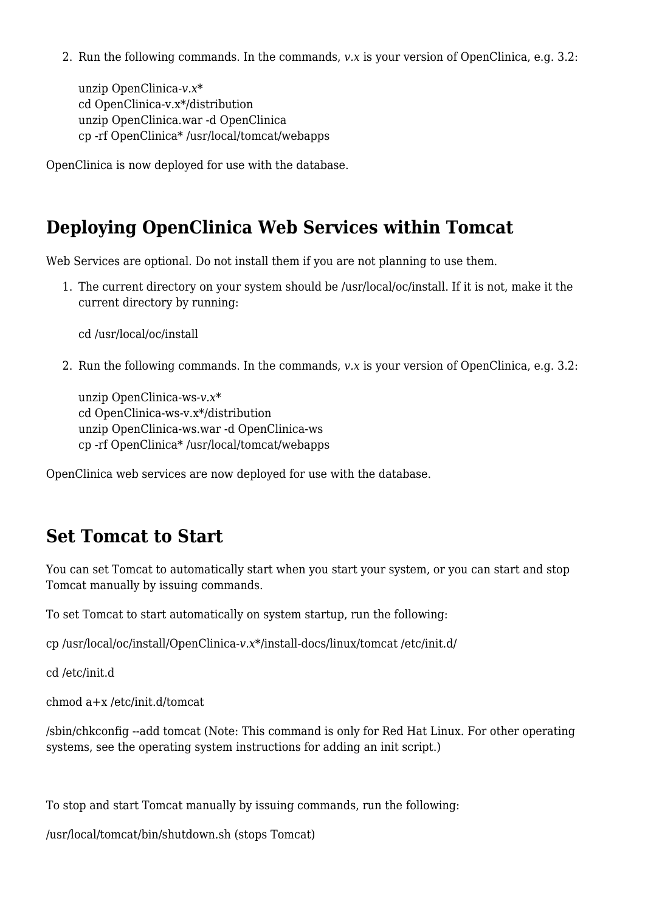2. Run the following commands. In the commands, *v.x* is your version of OpenClinica, e.g. 3.2:

   unzip OpenClinica-*v.x**
   cd OpenClinica-v.x*/distribution
   unzip OpenClinica.war -d OpenClinica
   cp -rf OpenClinica* /usr/local/tomcat/webapps

OpenClinica is now deployed for use with the database.

## Deploying OpenClinica Web Services within Tomcat

Web Services are optional. Do not install them if you are not planning to use them.

1. The current directory on your system should be /usr/local/oc/install. If it is not, make it the current directory by running:

   cd /usr/local/oc/install

2. Run the following commands. In the commands, *v.x* is your version of OpenClinica, e.g. 3.2:

   unzip OpenClinica-ws-*v.x**
   cd OpenClinica-ws-v.x*/distribution
   unzip OpenClinica-ws.war -d OpenClinica-ws
   cp -rf OpenClinica* /usr/local/tomcat/webapps

OpenClinica web services are now deployed for use with the database.

## Set Tomcat to Start

You can set Tomcat to automatically start when you start your system, or you can start and stop Tomcat manually by issuing commands.

To set Tomcat to start automatically on system startup, run the following:

cp /usr/local/oc/install/OpenClinica-*v.x**/install-docs/linux/tomcat /etc/init.d/

cd /etc/init.d

chmod a+x /etc/init.d/tomcat

/sbin/chkconfig --add tomcat (Note: This command is only for Red Hat Linux. For other operating systems, see the operating system instructions for adding an init script.)

To stop and start Tomcat manually by issuing commands, run the following:

/usr/local/tomcat/bin/shutdown.sh (stops Tomcat)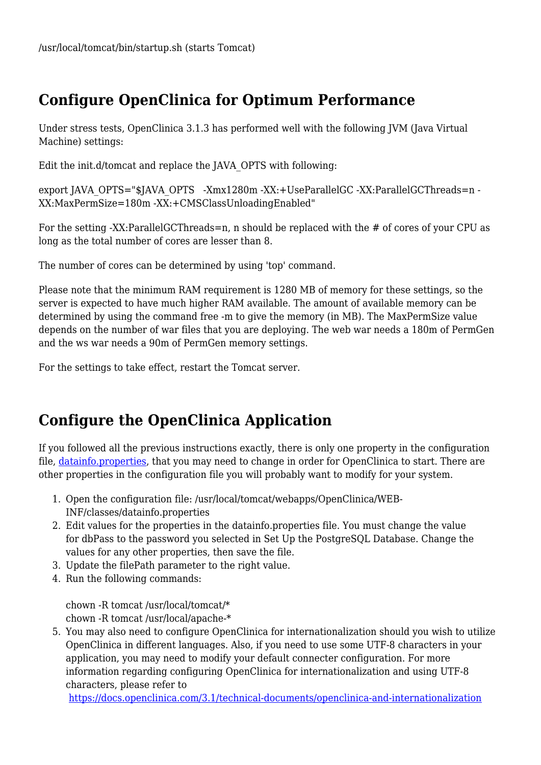/usr/local/tomcat/bin/startup.sh (starts Tomcat)

## Configure OpenClinica for Optimum Performance

Under stress tests, OpenClinica 3.1.3 has performed well with the following JVM (Java Virtual Machine) settings:

Edit the init.d/tomcat and replace the JAVA_OPTS with following:

export JAVA_OPTS="$JAVA_OPTS   -Xmx1280m -XX:+UseParallelGC -XX:ParallelGCThreads=n -XX:MaxPermSize=180m -XX:+CMSClassUnloadingEnabled"

For the setting -XX:ParallelGCThreads=n, n should be replaced with the # of cores of your CPU as long as the total number of cores are lesser than 8.

The number of cores can be determined by using 'top' command.

Please note that the minimum RAM requirement is 1280 MB of memory for these settings, so the server is expected to have much higher RAM available. The amount of available memory can be determined by using the command free -m to give the memory (in MB). The MaxPermSize value depends on the number of war files that you are deploying. The web war needs a 180m of PermGen and the ws war needs a 90m of PermGen memory settings.

For the settings to take effect, restart the Tomcat server.

## Configure the OpenClinica Application

If you followed all the previous instructions exactly, there is only one property in the configuration file, datainfo.properties, that you may need to change in order for OpenClinica to start. There are other properties in the configuration file you will probably want to modify for your system.

1. Open the configuration file: /usr/local/tomcat/webapps/OpenClinica/WEB-INF/classes/datainfo.properties
2. Edit values for the properties in the datainfo.properties file. You must change the value for dbPass to the password you selected in Set Up the PostgreSQL Database. Change the values for any other properties, then save the file.
3. Update the filePath parameter to the right value.
4. Run the following commands:

   chown -R tomcat /usr/local/tomcat/*
   chown -R tomcat /usr/local/apache-*
5. You may also need to configure OpenClinica for internationalization should you wish to utilize OpenClinica in different languages. Also, if you need to use some UTF-8 characters in your application, you may need to modify your default connecter configuration. For more information regarding configuring OpenClinica for internationalization and using UTF-8 characters, please refer to https://docs.openclinica.com/3.1/technical-documents/openclinica-and-internationalization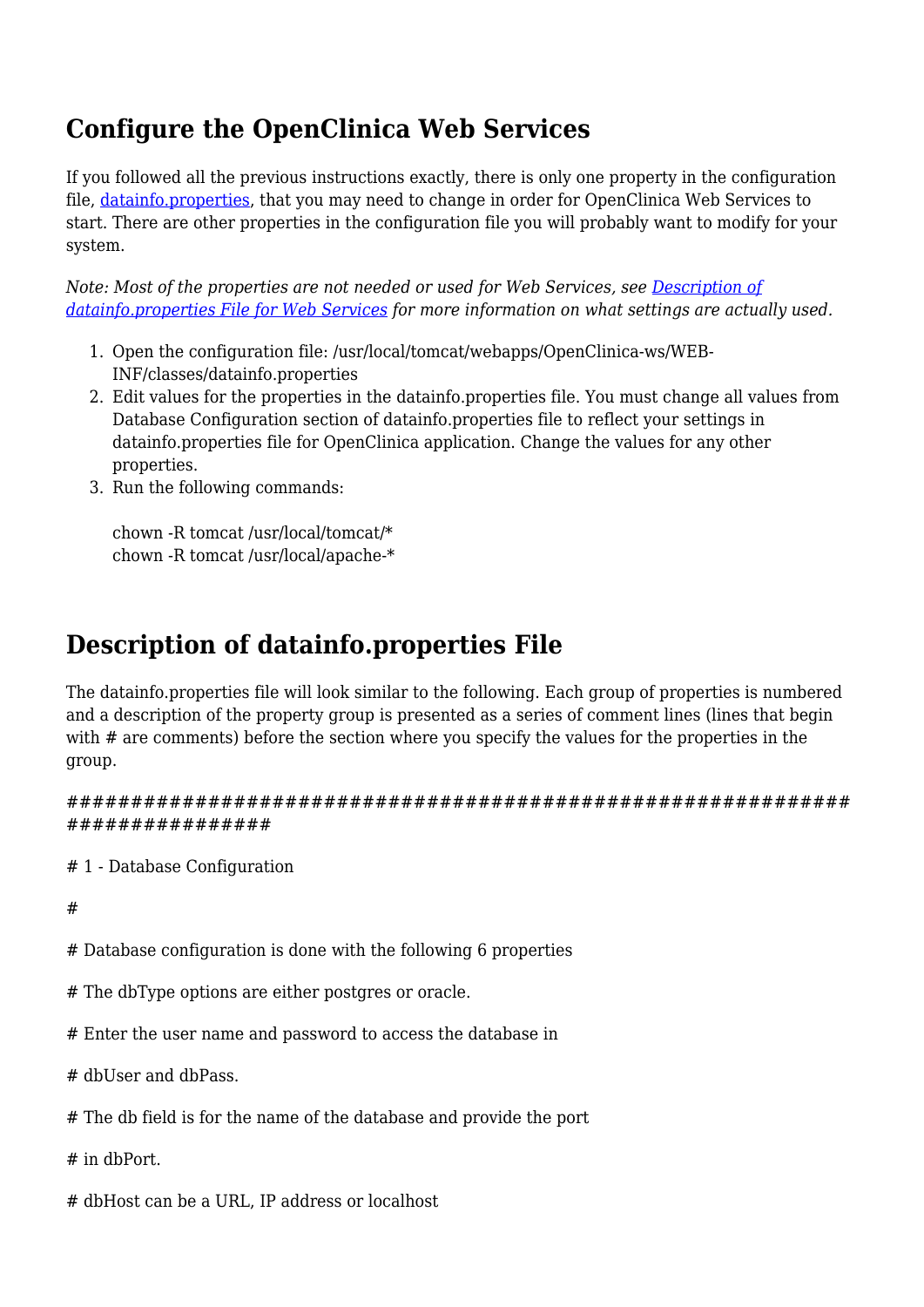## Configure the OpenClinica Web Services

If you followed all the previous instructions exactly, there is only one property in the configuration file, [datainfo.properties](), that you may need to change in order for OpenClinica Web Services to start. There are other properties in the configuration file you will probably want to modify for your system.

*Note: Most of the properties are not needed or used for Web Services, see [Description of datainfo.properties File for Web Services]() for more information on what settings are actually used.*

1. Open the configuration file: /usr/local/tomcat/webapps/OpenClinica-ws/WEB-INF/classes/datainfo.properties
2. Edit values for the properties in the datainfo.properties file. You must change all values from Database Configuration section of datainfo.properties file to reflect your settings in datainfo.properties file for OpenClinica application. Change the values for any other properties.
3. Run the following commands:

   ```
   chown -R tomcat /usr/local/tomcat/*
   chown -R tomcat /usr/local/apache-*
   ```

## Description of datainfo.properties File

The datainfo.properties file will look similar to the following. Each group of properties is numbered and a description of the property group is presented as a series of comment lines (lines that begin with # are comments) before the section where you specify the values for the properties in the group.

```
##############################################################################

# 1 - Database Configuration

#

# Database configuration is done with the following 6 properties

# The dbType options are either postgres or oracle.

# Enter the user name and password to access the database in

# dbUser and dbPass.

# The db field is for the name of the database and provide the port

# in dbPort.

# dbHost can be a URL, IP address or localhost
```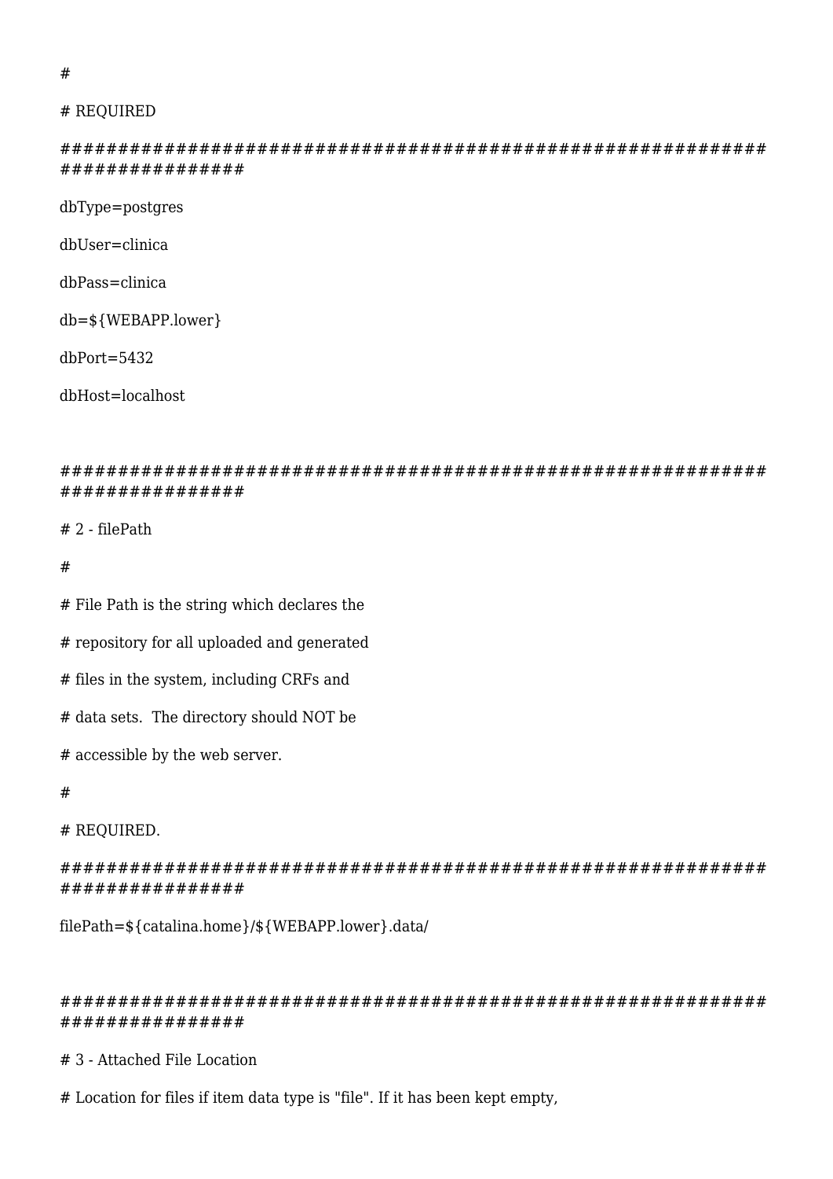```
#

# REQUIRED

############################################################################

dbType=postgres

dbUser=clinica

dbPass=clinica

db=${WEBAPP.lower}

dbPort=5432

dbHost=localhost


############################################################################

# 2 - filePath

#

# File Path is the string which declares the

# repository for all uploaded and generated

# files in the system, including CRFs and

# data sets.  The directory should NOT be

# accessible by the web server.

#

# REQUIRED.

############################################################################

filePath=${catalina.home}/${WEBAPP.lower}.data/


############################################################################

# 3 - Attached File Location

# Location for files if item data type is "file". If it has been kept empty,
```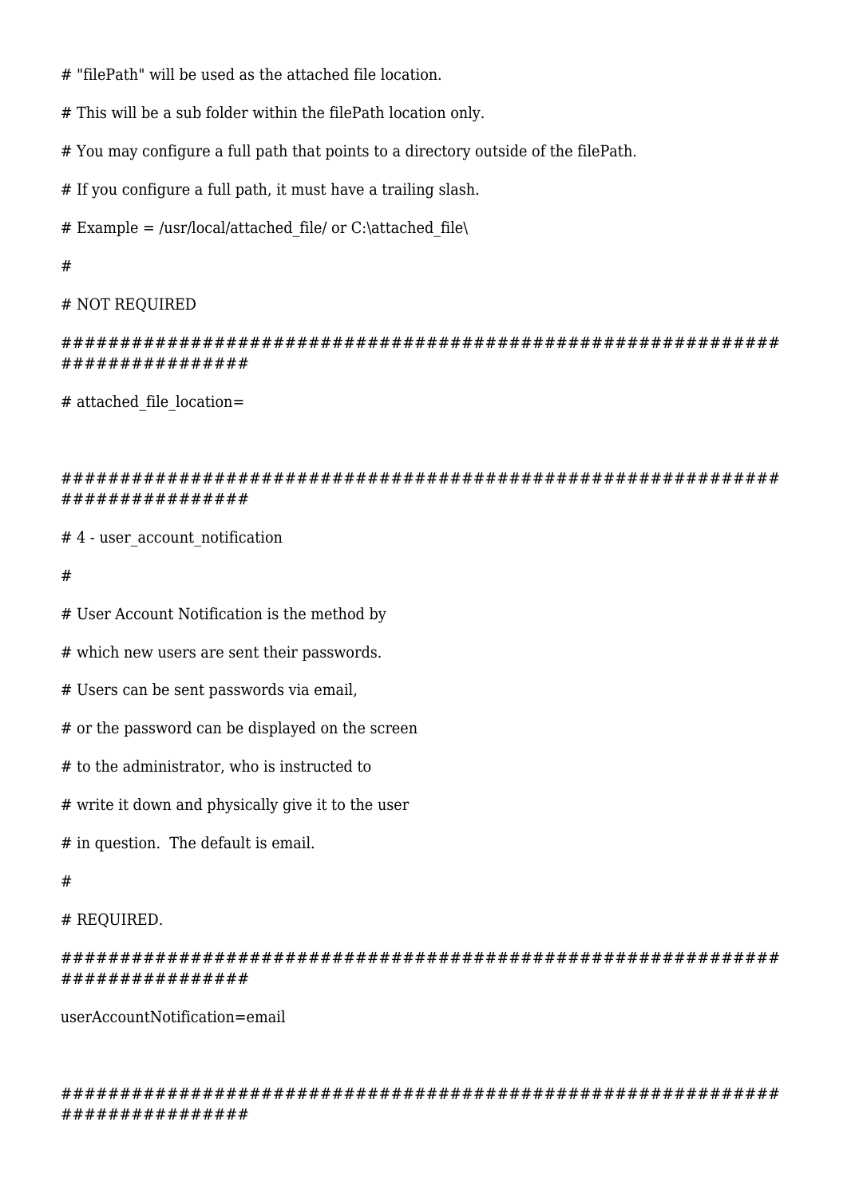```
# "filePath" will be used as the attached file location.

# This will be a sub folder within the filePath location only.

# You may configure a full path that points to a directory outside of the filePath.

# If you configure a full path, it must have a trailing slash.

# Example = /usr/local/attached_file/ or C:\attached_file\

#

# NOT REQUIRED

############################################################################

# attached_file_location=


############################################################################

# 4 - user_account_notification

#

# User Account Notification is the method by

# which new users are sent their passwords.

# Users can be sent passwords via email,

# or the password can be displayed on the screen

# to the administrator, who is instructed to

# write it down and physically give it to the user

# in question.  The default is email.

#

# REQUIRED.

############################################################################

userAccountNotification=email


############################################################################
```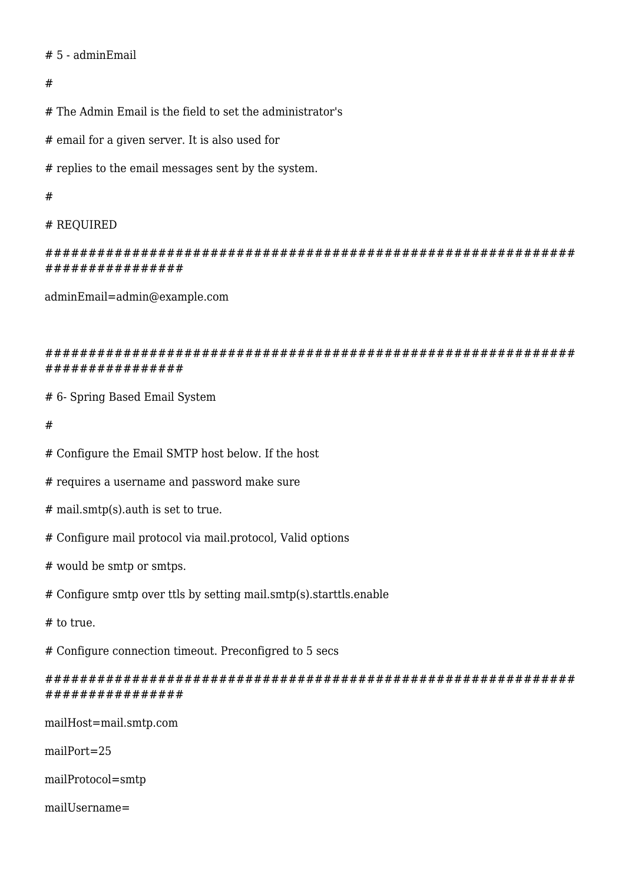```
# 5 - adminEmail

#

# The Admin Email is the field to set the administrator's

# email for a given server. It is also used for

# replies to the email messages sent by the system.

#

# REQUIRED

############################################################################

adminEmail=admin@example.com


############################################################################

# 6- Spring Based Email System

#

# Configure the Email SMTP host below. If the host

# requires a username and password make sure

# mail.smtp(s).auth is set to true.

# Configure mail protocol via mail.protocol, Valid options

# would be smtp or smtps.

# Configure smtp over ttls by setting mail.smtp(s).starttls.enable

# to true.

# Configure connection timeout. Preconfigred to 5 secs

############################################################################

mailHost=mail.smtp.com

mailPort=25

mailProtocol=smtp

mailUsername=
```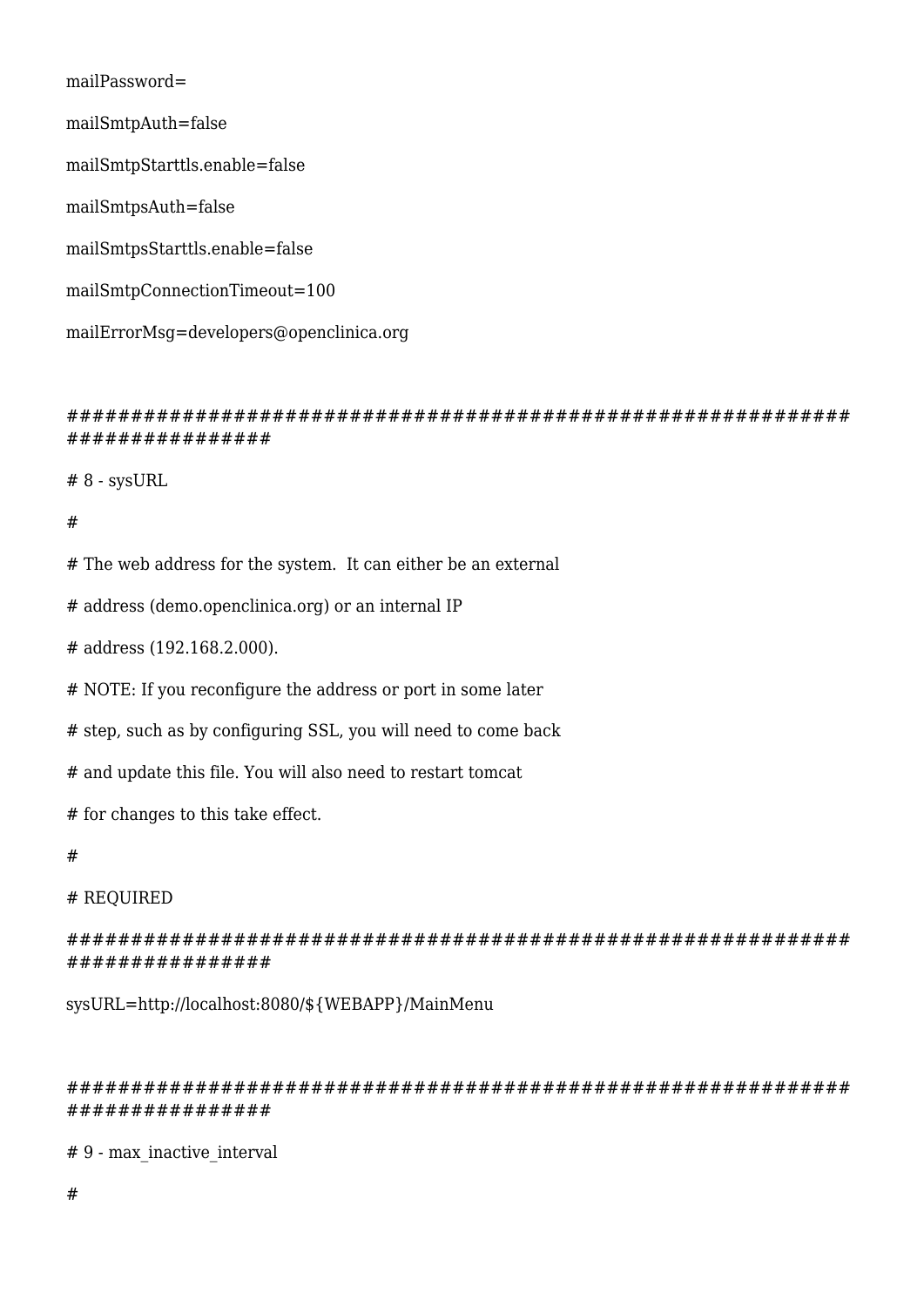mailPassword=

mailSmtpAuth=false

mailSmtpStarttls.enable=false

mailSmtpsAuth=false

mailSmtpsStarttls.enable=false

mailSmtpConnectionTimeout=100

mailErrorMsg=developers@openclinica.org

############################################################ ################

# 8 - sysURL

#

# The web address for the system.  It can either be an external

# address (demo.openclinica.org) or an internal IP

# address (192.168.2.000).

# NOTE: If you reconfigure the address or port in some later

# step, such as by configuring SSL, you will need to come back

# and update this file. You will also need to restart tomcat

# for changes to this take effect.

#

# REQUIRED

############################################################ ################

sysURL=http://localhost:8080/${WEBAPP}/MainMenu

############################################################ ################

# 9 - max_inactive_interval

#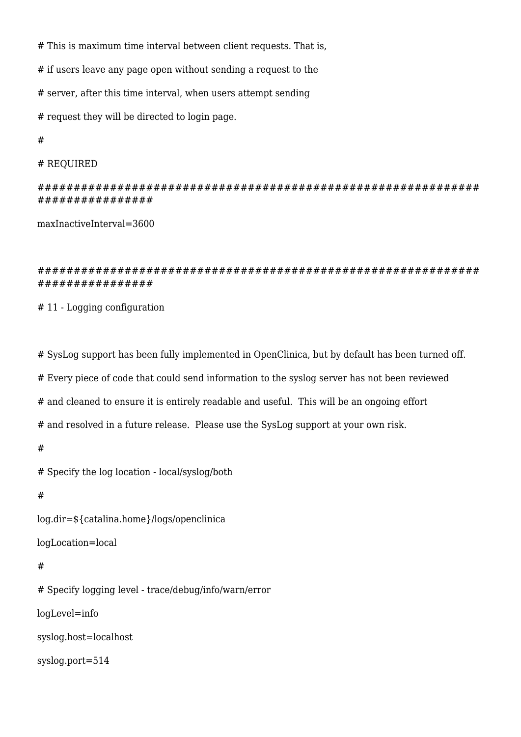```
# This is maximum time interval between client requests. That is,

# if users leave any page open without sending a request to the

# server, after this time interval, when users attempt sending

# request they will be directed to login page.

#

# REQUIRED

#############################################################################

maxInactiveInterval=3600


#############################################################################

# 11 - Logging configuration


# SysLog support has been fully implemented in OpenClinica, but by default has been turned off.

# Every piece of code that could send information to the syslog server has not been reviewed

# and cleaned to ensure it is entirely readable and useful.  This will be an ongoing effort

# and resolved in a future release.  Please use the SysLog support at your own risk.

#

# Specify the log location - local/syslog/both

#

log.dir=${catalina.home}/logs/openclinica

logLocation=local

#

# Specify logging level - trace/debug/info/warn/error

logLevel=info

syslog.host=localhost

syslog.port=514
```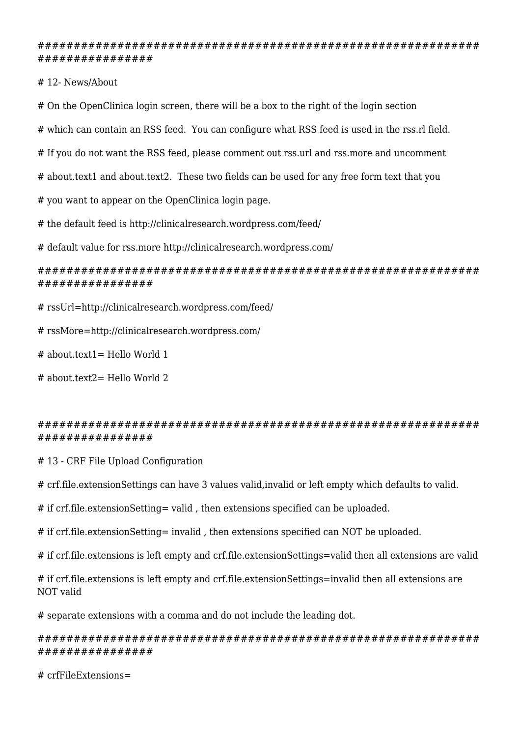```
################################################################
################

# 12- News/About

# On the OpenClinica login screen, there will be a box to the right of the login section

# which can contain an RSS feed.  You can configure what RSS feed is used in the rss.rl field.

# If you do not want the RSS feed, please comment out rss.url and rss.more and uncomment

# about.text1 and about.text2.  These two fields can be used for any free form text that you

# you want to appear on the OpenClinica login page.

# the default feed is http://clinicalresearch.wordpress.com/feed/

# default value for rss.more http://clinicalresearch.wordpress.com/

################################################################
################

# rssUrl=http://clinicalresearch.wordpress.com/feed/

# rssMore=http://clinicalresearch.wordpress.com/

# about.text1= Hello World 1

# about.text2= Hello World 2


################################################################
################

# 13 - CRF File Upload Configuration

# crf.file.extensionSettings can have 3 values valid,invalid or left empty which defaults to valid.

# if crf.file.extensionSetting= valid , then extensions specified can be uploaded.

# if crf.file.extensionSetting= invalid , then extensions specified can NOT be uploaded.

# if crf.file.extensions is left empty and crf.file.extensionSettings=valid then all extensions are valid

# if crf.file.extensions is left empty and crf.file.extensionSettings=invalid then all extensions are NOT valid

# separate extensions with a comma and do not include the leading dot.

################################################################
################

# crfFileExtensions=
```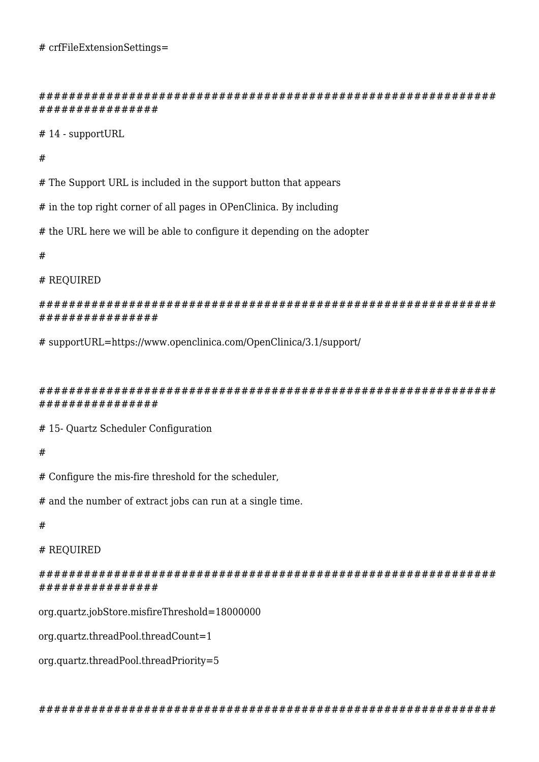```
# crfFileExtensionSettings=


#############################################################
################

# 14 - supportURL

#

# The Support URL is included in the support button that appears

# in the top right corner of all pages in OPenClinica. By including

# the URL here we will be able to configure it depending on the adopter

#

# REQUIRED

#############################################################
################

# supportURL=https://www.openclinica.com/OpenClinica/3.1/support/


#############################################################
################

# 15- Quartz Scheduler Configuration

#

# Configure the mis-fire threshold for the scheduler,

# and the number of extract jobs can run at a single time.

#

# REQUIRED

#############################################################
################

org.quartz.jobStore.misfireThreshold=18000000

org.quartz.threadPool.threadCount=1

org.quartz.threadPool.threadPriority=5


#############################################################
```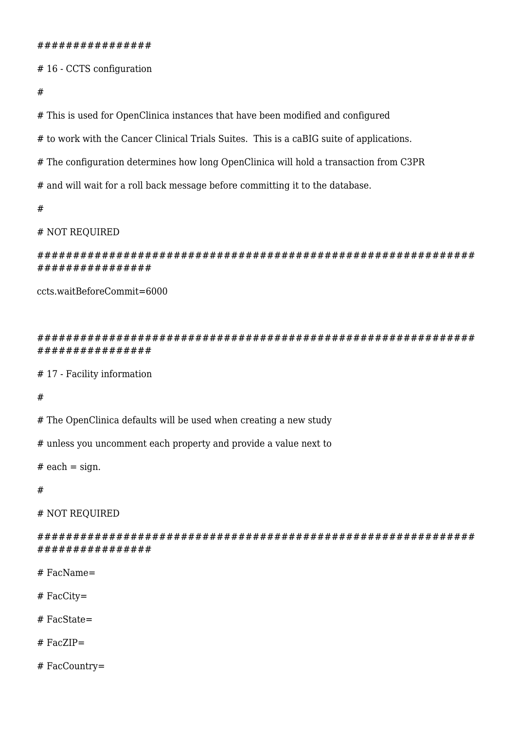```
################
# 16 - CCTS configuration
#
# This is used for OpenClinica instances that have been modified and configured
# to work with the Cancer Clinical Trials Suites.  This is a caBIG suite of applications.
# The configuration determines how long OpenClinica will hold a transaction from C3PR
# and will wait for a roll back message before committing it to the database.
#
# NOT REQUIRED
###########################################################################
ccts.waitBeforeCommit=6000


###########################################################################
# 17 - Facility information
#
# The OpenClinica defaults will be used when creating a new study
# unless you uncomment each property and provide a value next to
# each = sign.
#
# NOT REQUIRED
###########################################################################
# FacName=
# FacCity=
# FacState=
# FacZIP=
# FacCountry=
```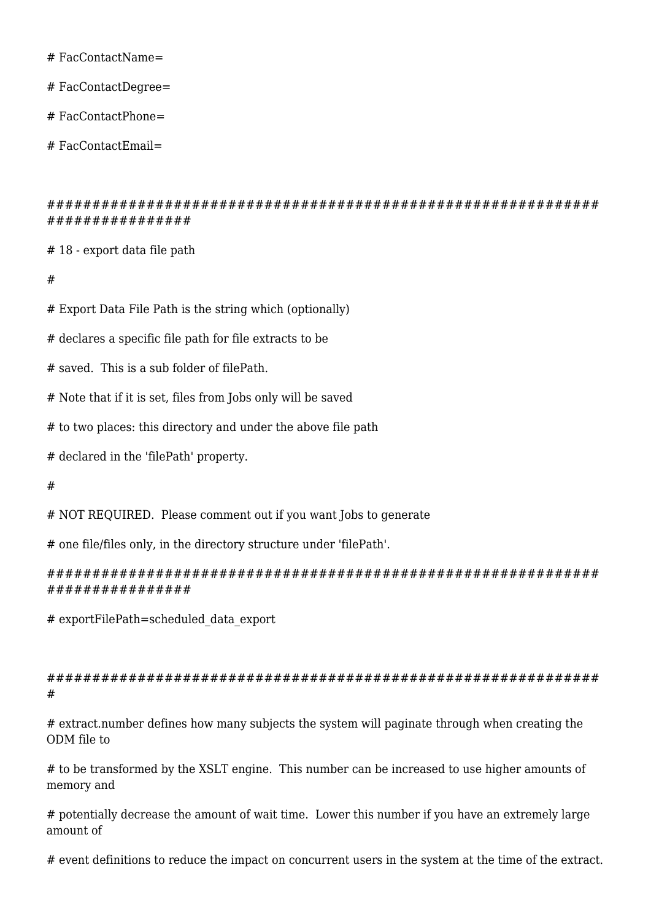```
# FacContactName=

# FacContactDegree=

# FacContactPhone=

# FacContactEmail=


############################################################################

# 18 - export data file path

#

# Export Data File Path is the string which (optionally)

# declares a specific file path for file extracts to be

# saved.  This is a sub folder of filePath.

# Note that if it is set, files from Jobs only will be saved

# to two places: this directory and under the above file path

# declared in the 'filePath' property.

#

# NOT REQUIRED.  Please comment out if you want Jobs to generate

# one file/files only, in the directory structure under 'filePath'.

############################################################################

# exportFilePath=scheduled_data_export


#############################################################

# extract.number defines how many subjects the system will paginate through when creating the ODM file to

# to be transformed by the XSLT engine.  This number can be increased to use higher amounts of memory and

# potentially decrease the amount of wait time.  Lower this number if you have an extremely large amount of

# event definitions to reduce the impact on concurrent users in the system at the time of the extract.
```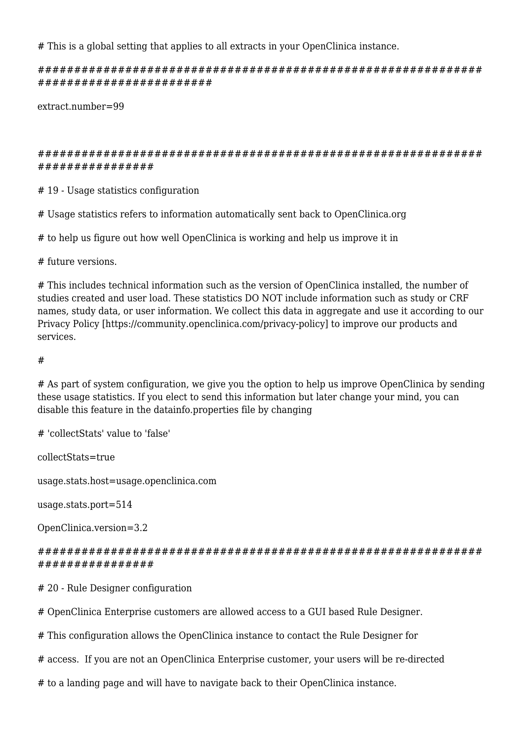# This is a global setting that applies to all extracts in your OpenClinica instance.

############################################################
########################

extract.number=99

############################################################
################

# 19 - Usage statistics configuration

# Usage statistics refers to information automatically sent back to OpenClinica.org

# to help us figure out how well OpenClinica is working and help us improve it in

# future versions.

# This includes technical information such as the version of OpenClinica installed, the number of studies created and user load. These statistics DO NOT include information such as study or CRF names, study data, or user information. We collect this data in aggregate and use it according to our Privacy Policy [https://community.openclinica.com/privacy-policy] to improve our products and services.

#

# As part of system configuration, we give you the option to help us improve OpenClinica by sending these usage statistics. If you elect to send this information but later change your mind, you can disable this feature in the datainfo.properties file by changing

# 'collectStats' value to 'false'

collectStats=true

usage.stats.host=usage.openclinica.com

usage.stats.port=514

OpenClinica.version=3.2

############################################################
################

# 20 - Rule Designer configuration

# OpenClinica Enterprise customers are allowed access to a GUI based Rule Designer.

# This configuration allows the OpenClinica instance to contact the Rule Designer for

# access.  If you are not an OpenClinica Enterprise customer, your users will be re-directed

# to a landing page and will have to navigate back to their OpenClinica instance.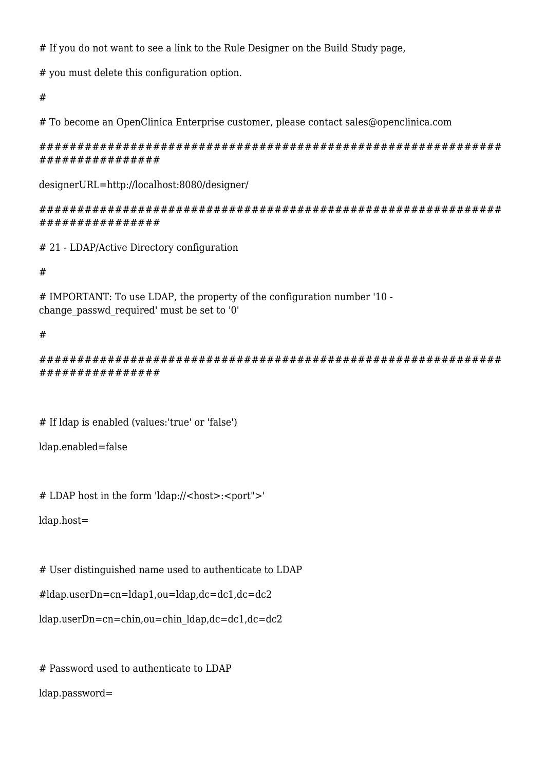```
# If you do not want to see a link to the Rule Designer on the Build Study page,

# you must delete this configuration option.

#

# To become an OpenClinica Enterprise customer, please contact sales@openclinica.com

############################################################################

designerURL=http://localhost:8080/designer/

############################################################################

# 21 - LDAP/Active Directory configuration

#

# IMPORTANT: To use LDAP, the property of the configuration number '10 - change_passwd_required' must be set to '0'

#

############################################################################


# If ldap is enabled (values:'true' or 'false')

ldap.enabled=false


# LDAP host in the form 'ldap://<host>:<port">'

ldap.host=


# User distinguished name used to authenticate to LDAP

#ldap.userDn=cn=ldap1,ou=ldap,dc=dc1,dc=dc2

ldap.userDn=cn=chin,ou=chin_ldap,dc=dc1,dc=dc2


# Password used to authenticate to LDAP

ldap.password=
```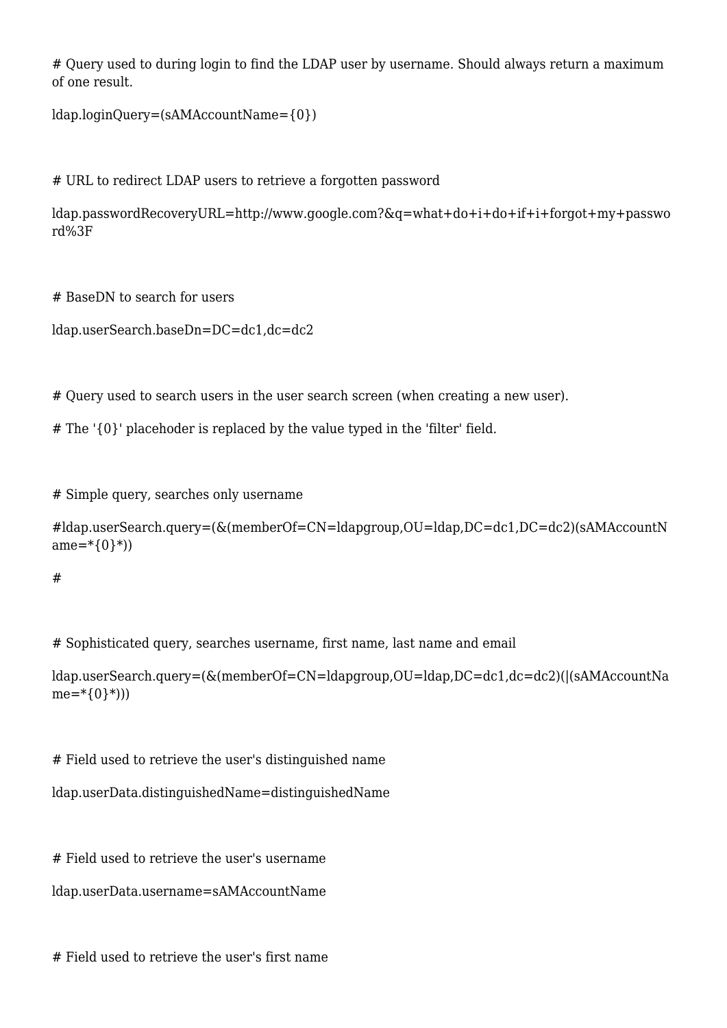```
# Query used to during login to find the LDAP user by username. Should always return a maximum of one result.

ldap.loginQuery=(sAMAccountName={0})



# URL to redirect LDAP users to retrieve a forgotten password

ldap.passwordRecoveryURL=http://www.google.com?&q=what+do+i+do+if+i+forgot+my+password%3F



# BaseDN to search for users

ldap.userSearch.baseDn=DC=dc1,dc=dc2



# Query used to search users in the user search screen (when creating a new user).

# The '{0}' placehoder is replaced by the value typed in the 'filter' field.



# Simple query, searches only username

#ldap.userSearch.query=(&(memberOf=CN=ldapgroup,OU=ldap,DC=dc1,DC=dc2)(sAMAccountName=*{0}*))

#



# Sophisticated query, searches username, first name, last name and email

ldap.userSearch.query=(&(memberOf=CN=ldapgroup,OU=ldap,DC=dc1,dc=dc2)(|(sAMAccountName=*{0}*)))



# Field used to retrieve the user's distinguished name

ldap.userData.distinguishedName=distinguishedName



# Field used to retrieve the user's username

ldap.userData.username=sAMAccountName



# Field used to retrieve the user's first name
```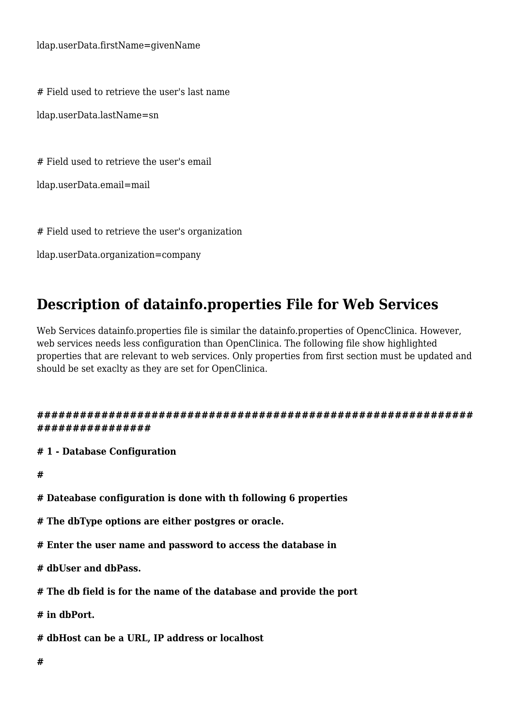ldap.userData.firstName=givenName

# Field used to retrieve the user's last name

ldap.userData.lastName=sn

# Field used to retrieve the user's email

ldap.userData.email=mail

# Field used to retrieve the user's organization

ldap.userData.organization=company

## Description of datainfo.properties File for Web Services

Web Services datainfo.properties file is similar the datainfo.properties of OpencClinica. However, web services needs less configuration than OpenClinica. The following file show highlighted properties that are relevant to web services. Only properties from first section must be updated and should be set exaclty as they are set for OpenClinica.

**################################################################################**

**# 1 - Database Configuration**

**#**

**# Dateabase configuration is done with th following 6 properties**

**# The dbType options are either postgres or oracle.**

**# Enter the user name and password to access the database in**

**# dbUser and dbPass.**

**# The db field is for the name of the database and provide the port**

**# in dbPort.**

**# dbHost can be a URL, IP address or localhost**

**#**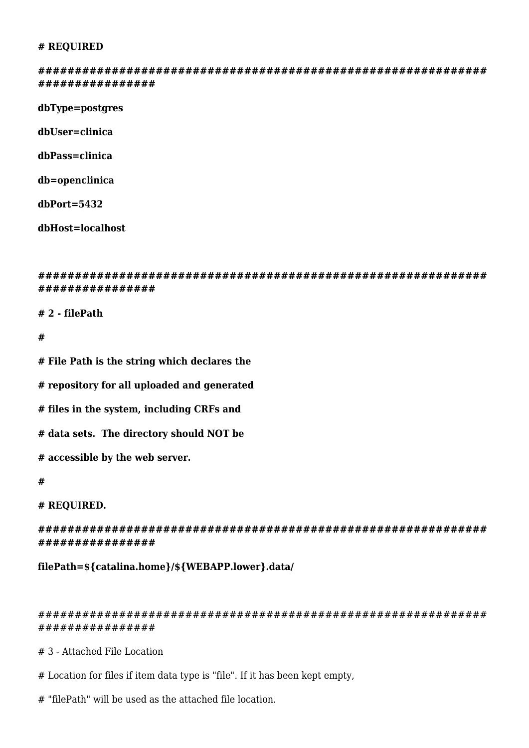**# REQUIRED**

**################################################################ ###############**

**dbType=postgres**

**dbUser=clinica**

**dbPass=clinica**

**db=openclinica**

**dbPort=5432**

**dbHost=localhost**

**################################################################ ###############**

**# 2 - filePath**

**#**

**# File Path is the string which declares the**

**# repository for all uploaded and generated**

**# files in the system, including CRFs and**

**# data sets. The directory should NOT be**

**# accessible by the web server.**

**#**

**# REQUIRED.**

**################################################################ ###############**

**filePath=${catalina.home}/${WEBAPP.lower}.data/**

################################################################ ###############

# 3 - Attached File Location

# Location for files if item data type is "file". If it has been kept empty,

# "filePath" will be used as the attached file location.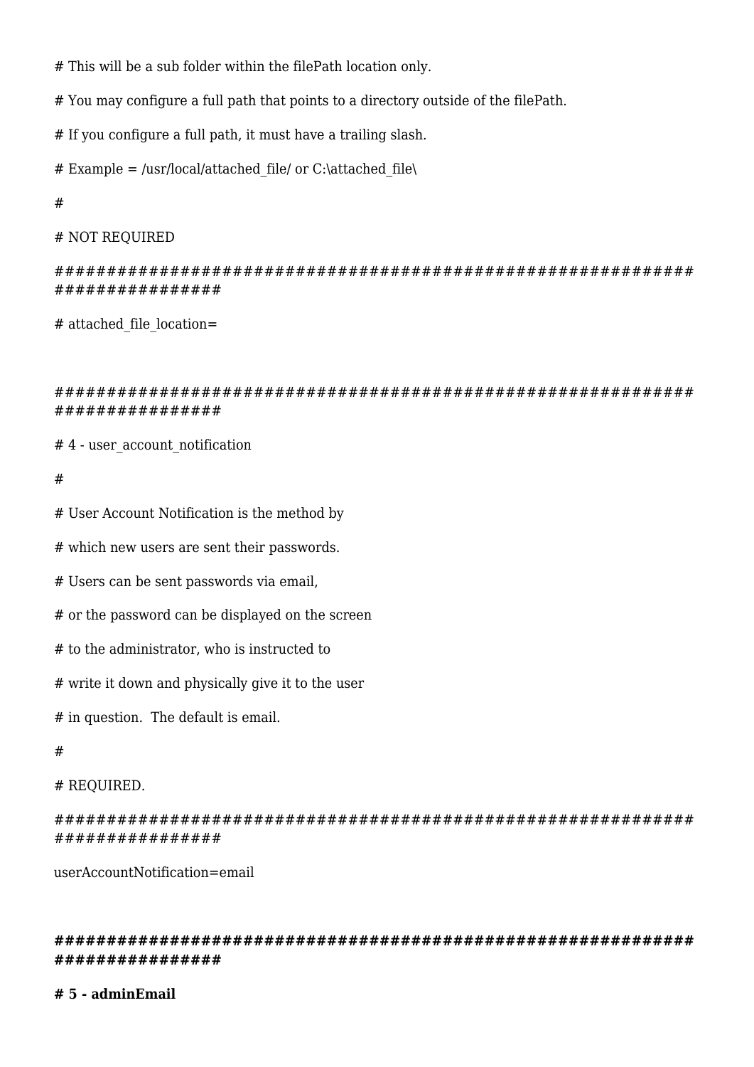# This will be a sub folder within the filePath location only.

# You may configure a full path that points to a directory outside of the filePath.

# If you configure a full path, it must have a trailing slash.

# Example = /usr/local/attached_file/ or C:\attached_file\

#

# NOT REQUIRED

############################################################################

# attached_file_location=

############################################################################

# 4 - user_account_notification

#

# User Account Notification is the method by

# which new users are sent their passwords.

# Users can be sent passwords via email,

# or the password can be displayed on the screen

# to the administrator, who is instructed to

# write it down and physically give it to the user

# in question.  The default is email.

#

# REQUIRED.

############################################################################

userAccountNotification=email

**############################################################################**

**# 5 - adminEmail**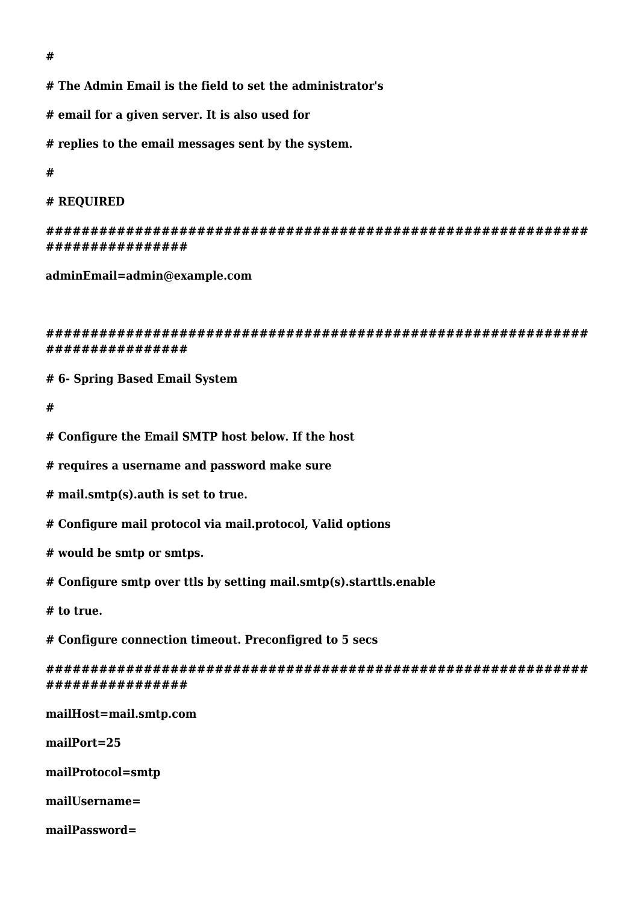```
#
# The Admin Email is the field to set the administrator's
# email for a given server. It is also used for
# replies to the email messages sent by the system.
#
# REQUIRED
############################################################################
adminEmail=admin@example.com

############################################################################
# 6- Spring Based Email System
#
# Configure the Email SMTP host below. If the host
# requires a username and password make sure
# mail.smtp(s).auth is set to true.
# Configure mail protocol via mail.protocol, Valid options
# would be smtp or smtps.
# Configure smtp over ttls by setting mail.smtp(s).starttls.enable
# to true.
# Configure connection timeout. Preconfigred to 5 secs
############################################################################
mailHost=mail.smtp.com
mailPort=25
mailProtocol=smtp
mailUsername=
mailPassword=
```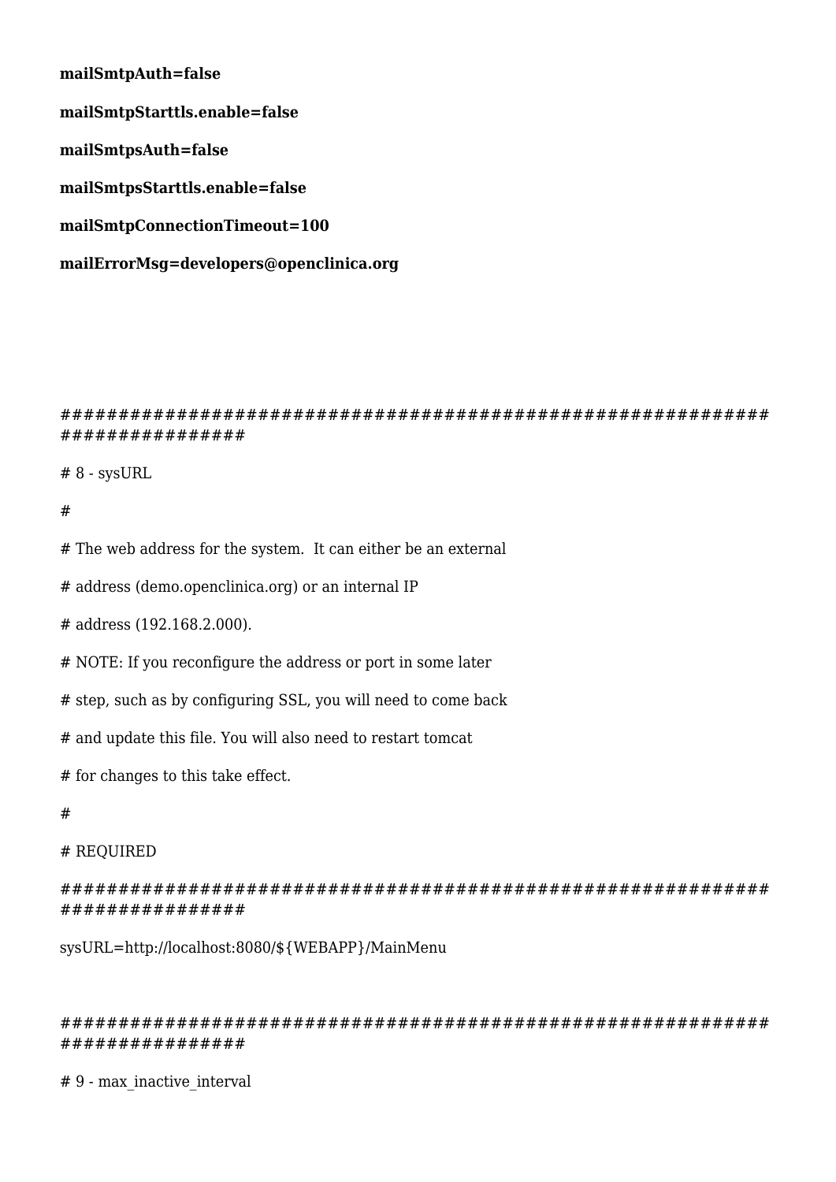**mailSmtpAuth=false**

**mailSmtpStarttls.enable=false**

**mailSmtpsAuth=false**

**mailSmtpsStarttls.enable=false**

**mailSmtpConnectionTimeout=100**

**mailErrorMsg=developers@openclinica.org**

#############################################################################

# 8 - sysURL

#

# The web address for the system.  It can either be an external

# address (demo.openclinica.org) or an internal IP

# address (192.168.2.000).

# NOTE: If you reconfigure the address or port in some later

# step, such as by configuring SSL, you will need to come back

# and update this file. You will also need to restart tomcat

# for changes to this take effect.

#

# REQUIRED

#############################################################################

sysURL=http://localhost:8080/${WEBAPP}/MainMenu

#############################################################################

# 9 - max_inactive_interval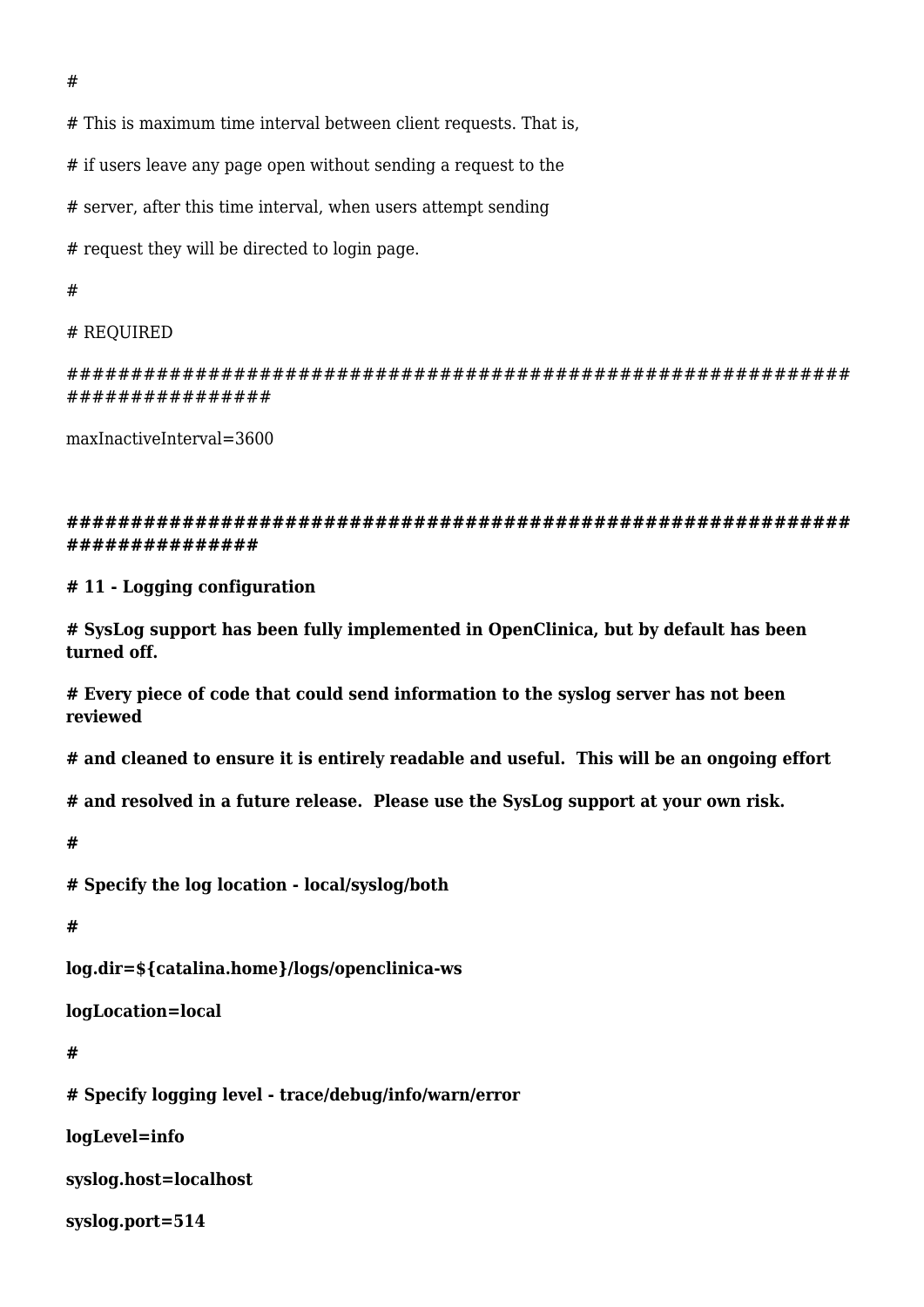#

# This is maximum time interval between client requests. That is,

# if users leave any page open without sending a request to the

# server, after this time interval, when users attempt sending

# request they will be directed to login page.

#

# REQUIRED

###########################################################################

maxInactiveInterval=3600

**###########################################################################**

**# 11 - Logging configuration**

**# SysLog support has been fully implemented in OpenClinica, but by default has been turned off.**

**# Every piece of code that could send information to the syslog server has not been reviewed**

**# and cleaned to ensure it is entirely readable and useful.  This will be an ongoing effort**

**# and resolved in a future release.  Please use the SysLog support at your own risk.**

**#**

**# Specify the log location - local/syslog/both**

**#**

**log.dir=${catalina.home}/logs/openclinica-ws**

**logLocation=local**

**#**

**# Specify logging level - trace/debug/info/warn/error**

**logLevel=info**

**syslog.host=localhost**

**syslog.port=514**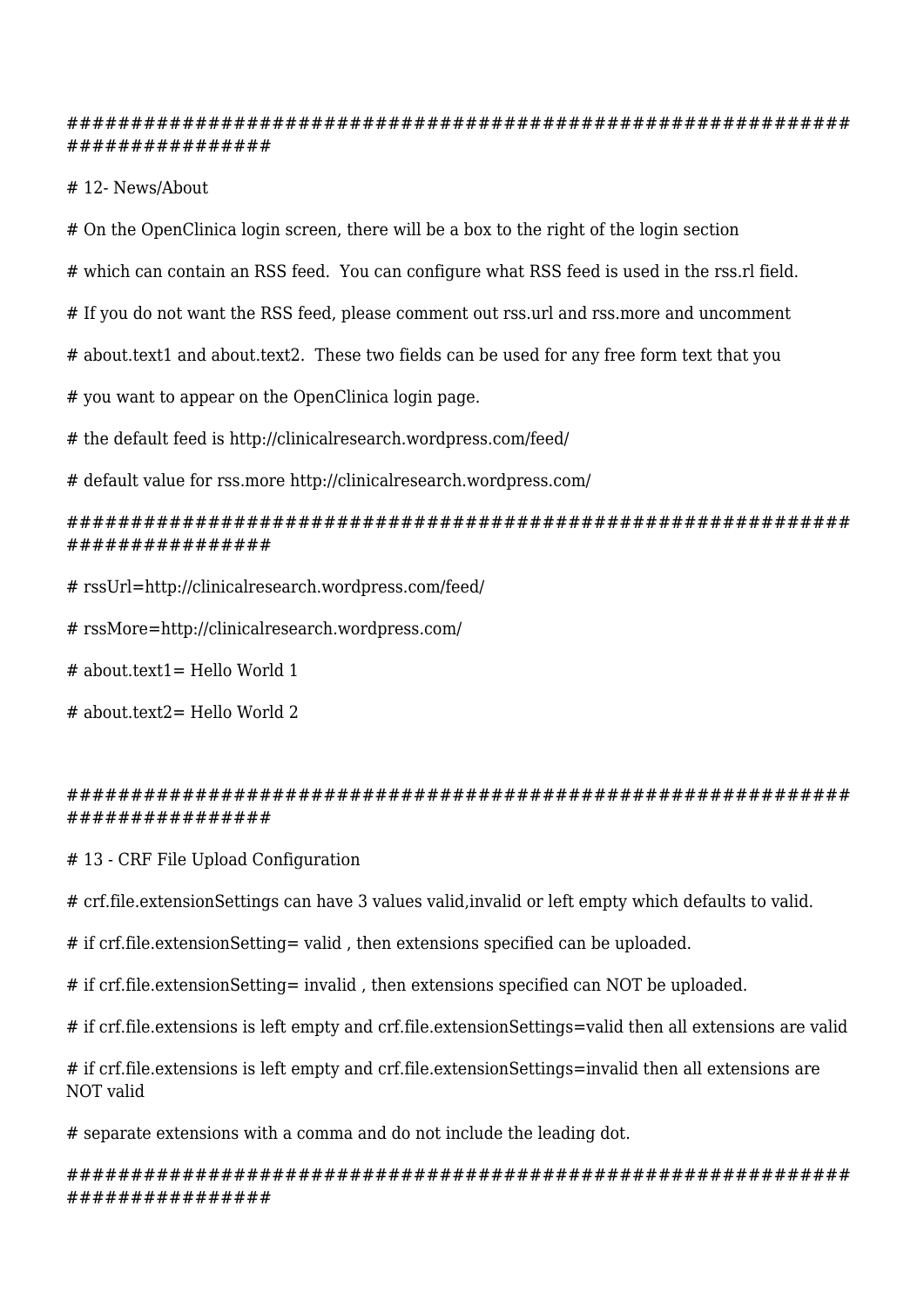```
################################################################
################

# 12- News/About

# On the OpenClinica login screen, there will be a box to the right of the login section

# which can contain an RSS feed.  You can configure what RSS feed is used in the rss.rl field.

# If you do not want the RSS feed, please comment out rss.url and rss.more and uncomment

# about.text1 and about.text2.  These two fields can be used for any free form text that you

# you want to appear on the OpenClinica login page.

# the default feed is http://clinicalresearch.wordpress.com/feed/

# default value for rss.more http://clinicalresearch.wordpress.com/

################################################################
################

# rssUrl=http://clinicalresearch.wordpress.com/feed/

# rssMore=http://clinicalresearch.wordpress.com/

# about.text1= Hello World 1

# about.text2= Hello World 2


################################################################
################

# 13 - CRF File Upload Configuration

# crf.file.extensionSettings can have 3 values valid,invalid or left empty which defaults to valid.

# if crf.file.extensionSetting= valid , then extensions specified can be uploaded.

# if crf.file.extensionSetting= invalid , then extensions specified can NOT be uploaded.

# if crf.file.extensions is left empty and crf.file.extensionSettings=valid then all extensions are valid

# if crf.file.extensions is left empty and crf.file.extensionSettings=invalid then all extensions are NOT valid

# separate extensions with a comma and do not include the leading dot.

################################################################
################
```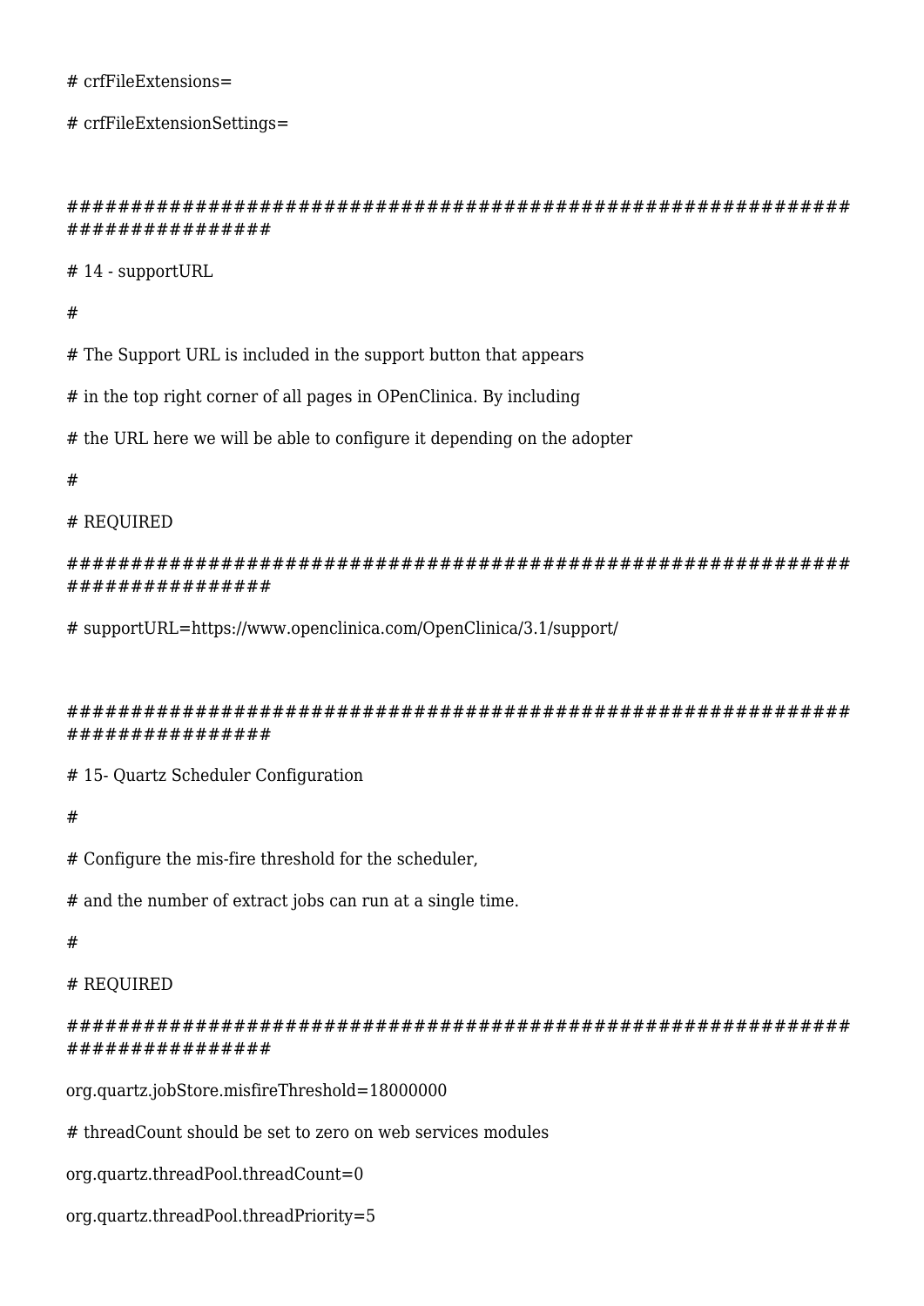```
# crfFileExtensions=

# crfFileExtensionSettings=


################################################################################

# 14 - supportURL

#

# The Support URL is included in the support button that appears

# in the top right corner of all pages in OPenClinica. By including

# the URL here we will be able to configure it depending on the adopter

#

# REQUIRED

################################################################################

# supportURL=https://www.openclinica.com/OpenClinica/3.1/support/


################################################################################

# 15- Quartz Scheduler Configuration

#

# Configure the mis-fire threshold for the scheduler,

# and the number of extract jobs can run at a single time.

#

# REQUIRED

################################################################################

org.quartz.jobStore.misfireThreshold=18000000

# threadCount should be set to zero on web services modules

org.quartz.threadPool.threadCount=0

org.quartz.threadPool.threadPriority=5
```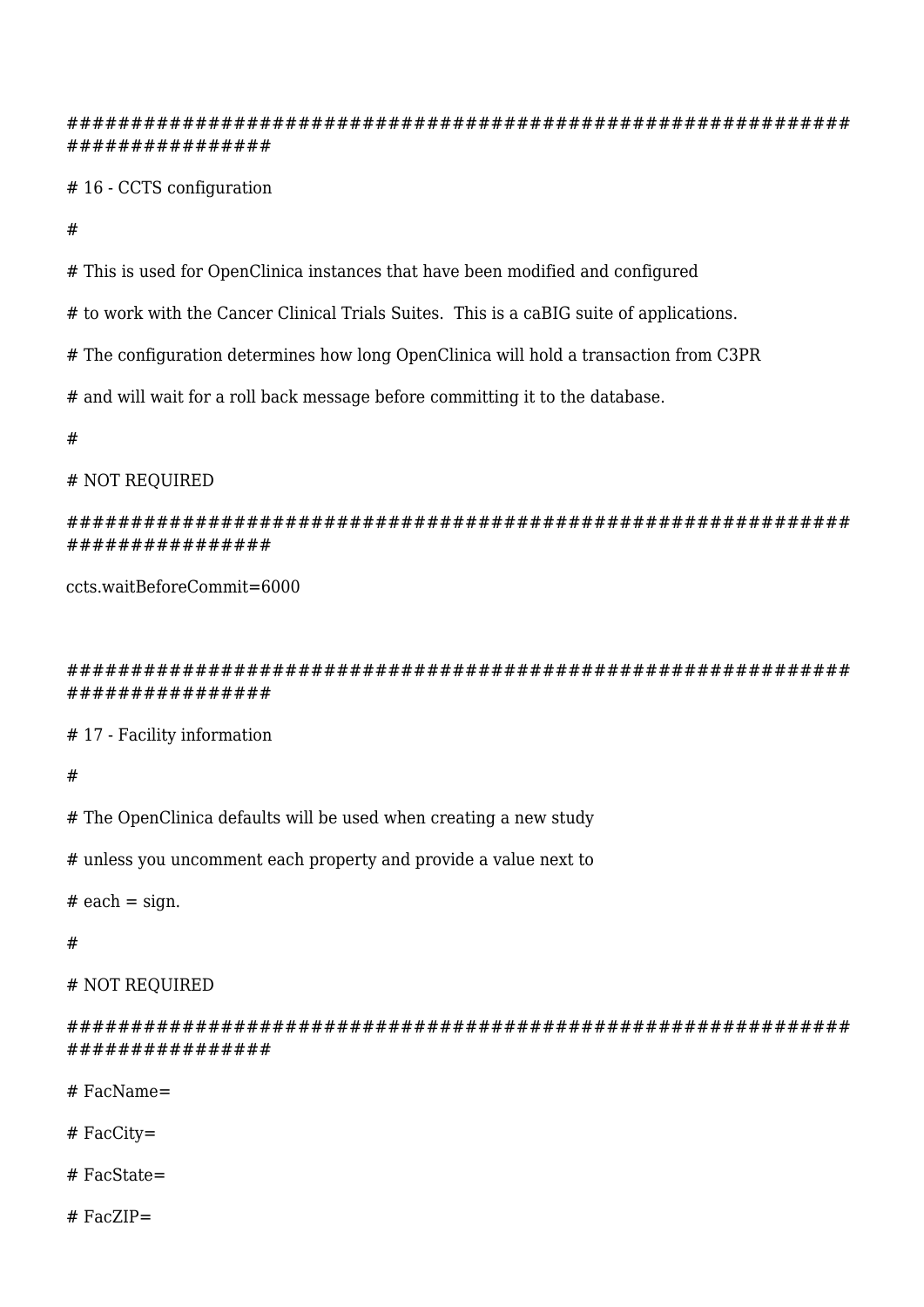```
################################################################################
# 16 - CCTS configuration
#
# This is used for OpenClinica instances that have been modified and configured
# to work with the Cancer Clinical Trials Suites.  This is a caBIG suite of applications.
# The configuration determines how long OpenClinica will hold a transaction from C3PR
# and will wait for a roll back message before committing it to the database.
#
# NOT REQUIRED
################################################################################
ccts.waitBeforeCommit=6000


################################################################################
# 17 - Facility information
#
# The OpenClinica defaults will be used when creating a new study
# unless you uncomment each property and provide a value next to
# each = sign.
#
# NOT REQUIRED
################################################################################
# FacName=
# FacCity=
# FacState=
# FacZIP=
```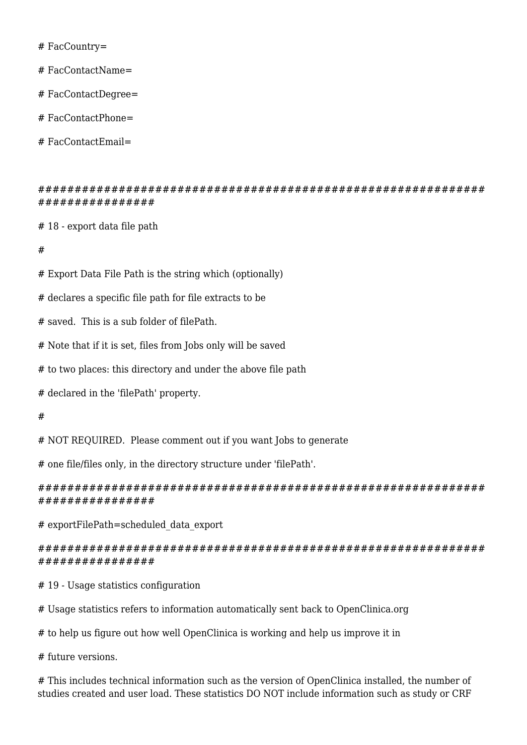```
# FacCountry=

# FacContactName=

# FacContactDegree=

# FacContactPhone=

# FacContactEmail=


############################################################################

# 18 - export data file path

#

# Export Data File Path is the string which (optionally)

# declares a specific file path for file extracts to be

# saved.  This is a sub folder of filePath.

# Note that if it is set, files from Jobs only will be saved

# to two places: this directory and under the above file path

# declared in the 'filePath' property.

#

# NOT REQUIRED.  Please comment out if you want Jobs to generate

# one file/files only, in the directory structure under 'filePath'.

############################################################################

# exportFilePath=scheduled_data_export

############################################################################

# 19 - Usage statistics configuration

# Usage statistics refers to information automatically sent back to OpenClinica.org

# to help us figure out how well OpenClinica is working and help us improve it in

# future versions.

# This includes technical information such as the version of OpenClinica installed, the number of studies created and user load. These statistics DO NOT include information such as study or CRF
```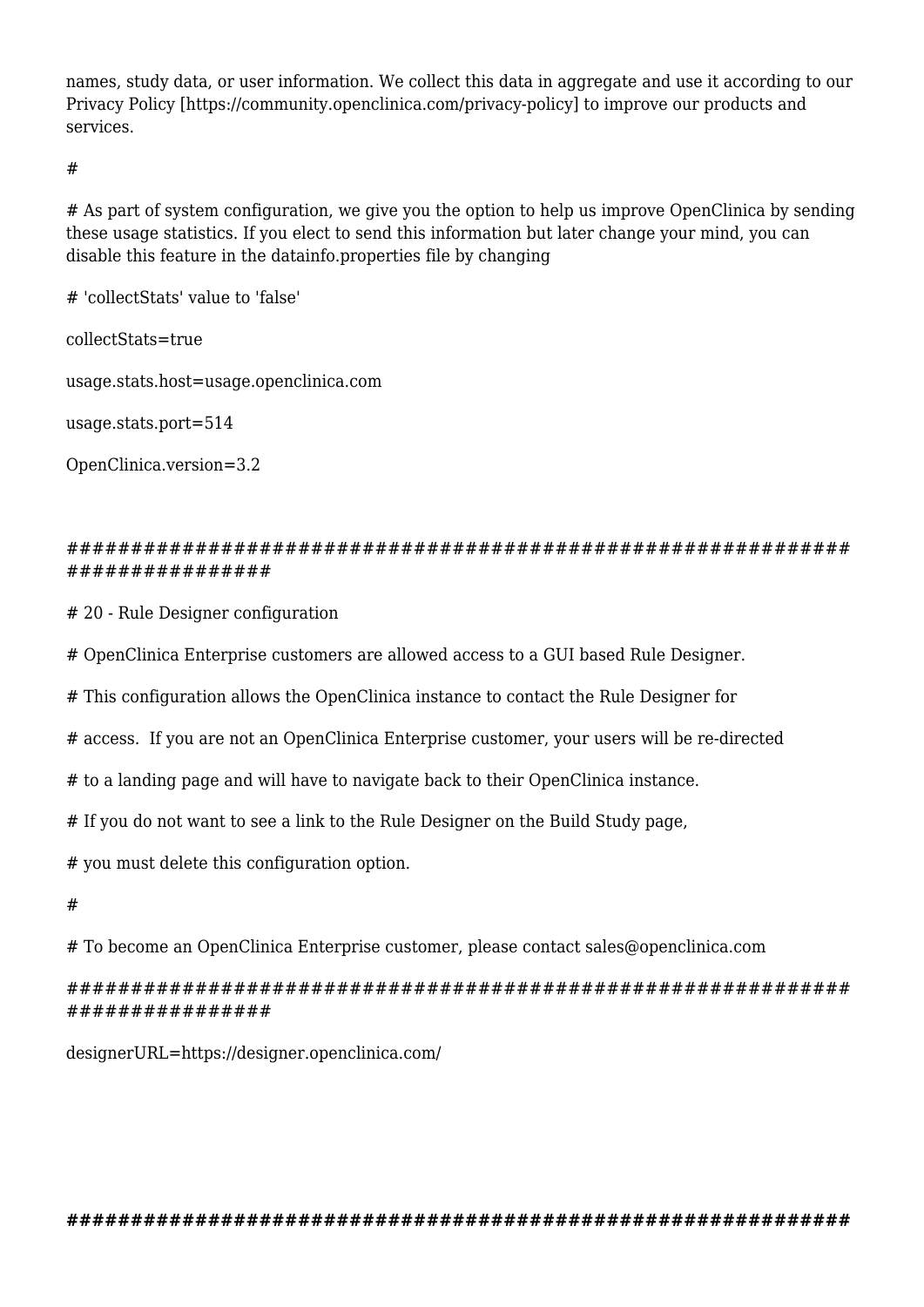names, study data, or user information. We collect this data in aggregate and use it according to our Privacy Policy [https://community.openclinica.com/privacy-policy] to improve our products and services.

```
#

# As part of system configuration, we give you the option to help us improve OpenClinica by sending these usage statistics. If you elect to send this information but later change your mind, you can disable this feature in the datainfo.properties file by changing

# 'collectStats' value to 'false'

collectStats=true

usage.stats.host=usage.openclinica.com

usage.stats.port=514

OpenClinica.version=3.2


############################################################################

# 20 - Rule Designer configuration

# OpenClinica Enterprise customers are allowed access to a GUI based Rule Designer.

# This configuration allows the OpenClinica instance to contact the Rule Designer for

# access.  If you are not an OpenClinica Enterprise customer, your users will be re-directed

# to a landing page and will have to navigate back to their OpenClinica instance.

# If you do not want to see a link to the Rule Designer on the Build Study page,

# you must delete this configuration option.

#

# To become an OpenClinica Enterprise customer, please contact sales@openclinica.com

############################################################################

designerURL=https://designer.openclinica.com/



############################################################
```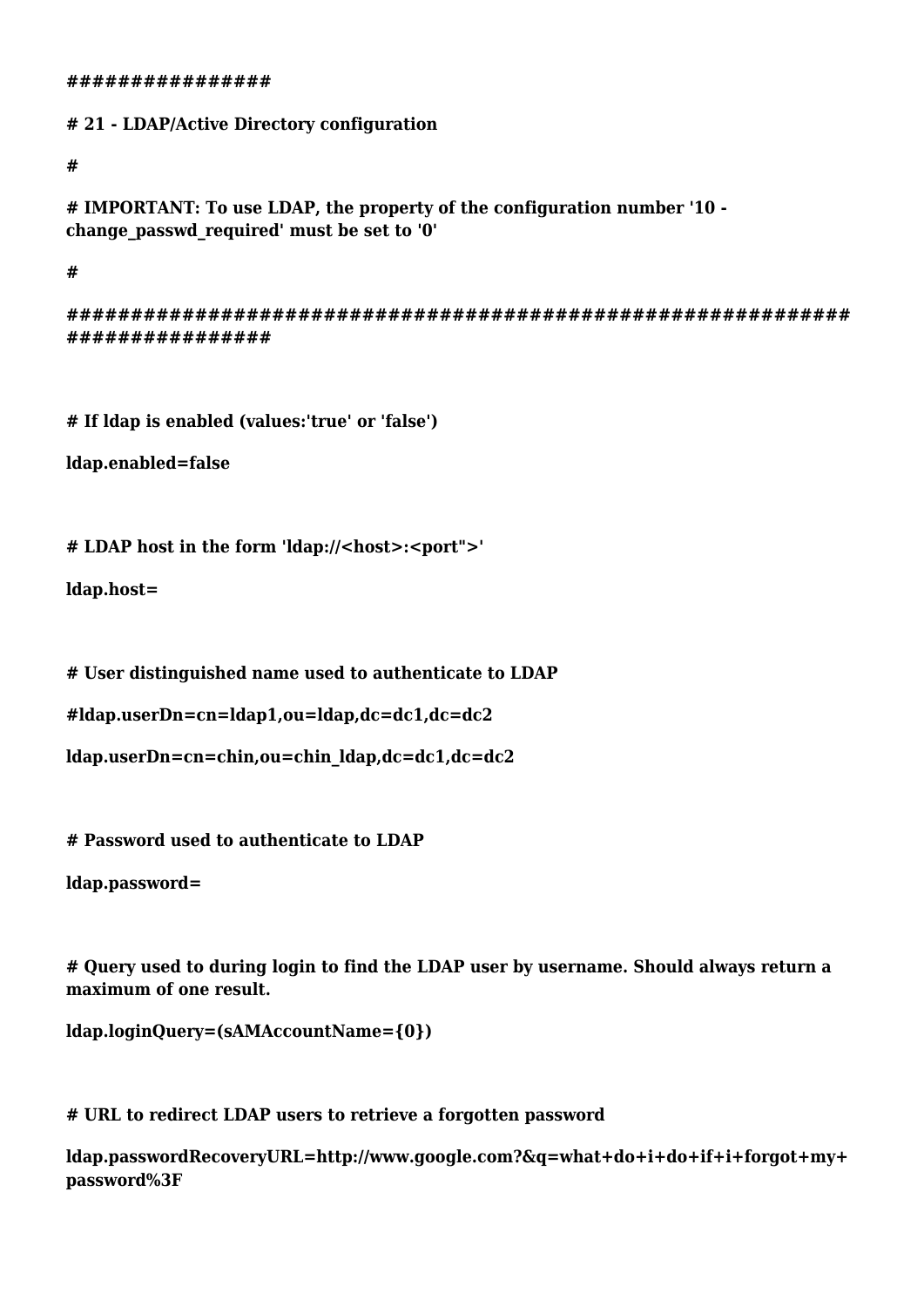```
################
# 21 - LDAP/Active Directory configuration
#
# IMPORTANT: To use LDAP, the property of the configuration number '10 - change_passwd_required' must be set to '0'
#
###########################################################################

# If ldap is enabled (values:'true' or 'false')
ldap.enabled=false

# LDAP host in the form 'ldap://<host>:<port">'
ldap.host=

# User distinguished name used to authenticate to LDAP
#ldap.userDn=cn=ldap1,ou=ldap,dc=dc1,dc=dc2
ldap.userDn=cn=chin,ou=chin_ldap,dc=dc1,dc=dc2

# Password used to authenticate to LDAP
ldap.password=

# Query used to during login to find the LDAP user by username. Should always return a maximum of one result.
ldap.loginQuery=(sAMAccountName={0})

# URL to redirect LDAP users to retrieve a forgotten password
ldap.passwordRecoveryURL=http://www.google.com?&q=what+do+i+do+if+i+forgot+my+password%3F
```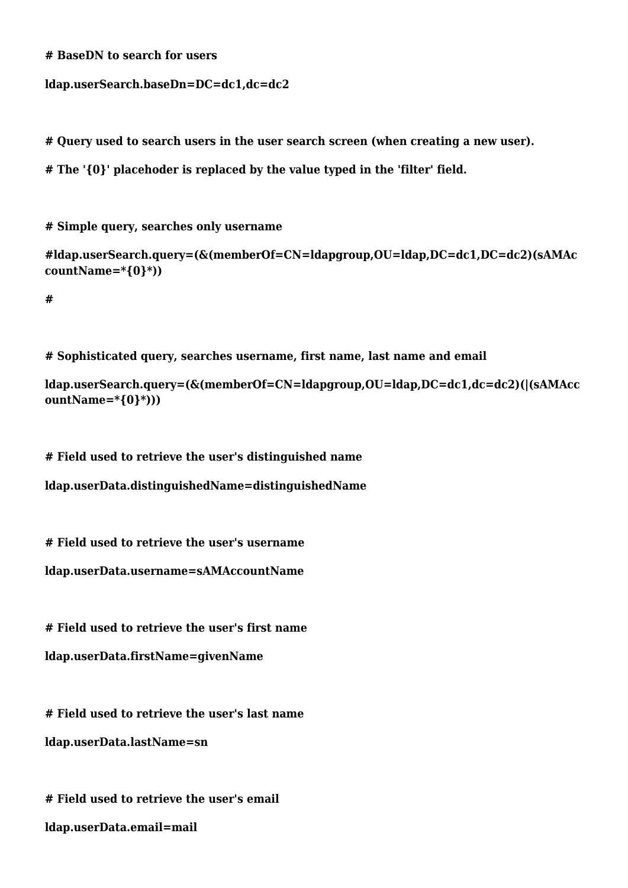```
# BaseDN to search for users

ldap.userSearch.baseDn=DC=dc1,dc=dc2


# Query used to search users in the user search screen (when creating a new user).

# The '{0}' placehoder is replaced by the value typed in the 'filter' field.


# Simple query, searches only username

#ldap.userSearch.query=(&(memberOf=CN=ldapgroup,OU=ldap,DC=dc1,DC=dc2)(sAMAccountName=*{0}*))

#


# Sophisticated query, searches username, first name, last name and email

ldap.userSearch.query=(&(memberOf=CN=ldapgroup,OU=ldap,DC=dc1,dc=dc2)(|(sAMAccountName=*{0}*)))


# Field used to retrieve the user's distinguished name

ldap.userData.distinguishedName=distinguishedName


# Field used to retrieve the user's username

ldap.userData.username=sAMAccountName


# Field used to retrieve the user's first name

ldap.userData.firstName=givenName


# Field used to retrieve the user's last name

ldap.userData.lastName=sn


# Field used to retrieve the user's email

ldap.userData.email=mail
```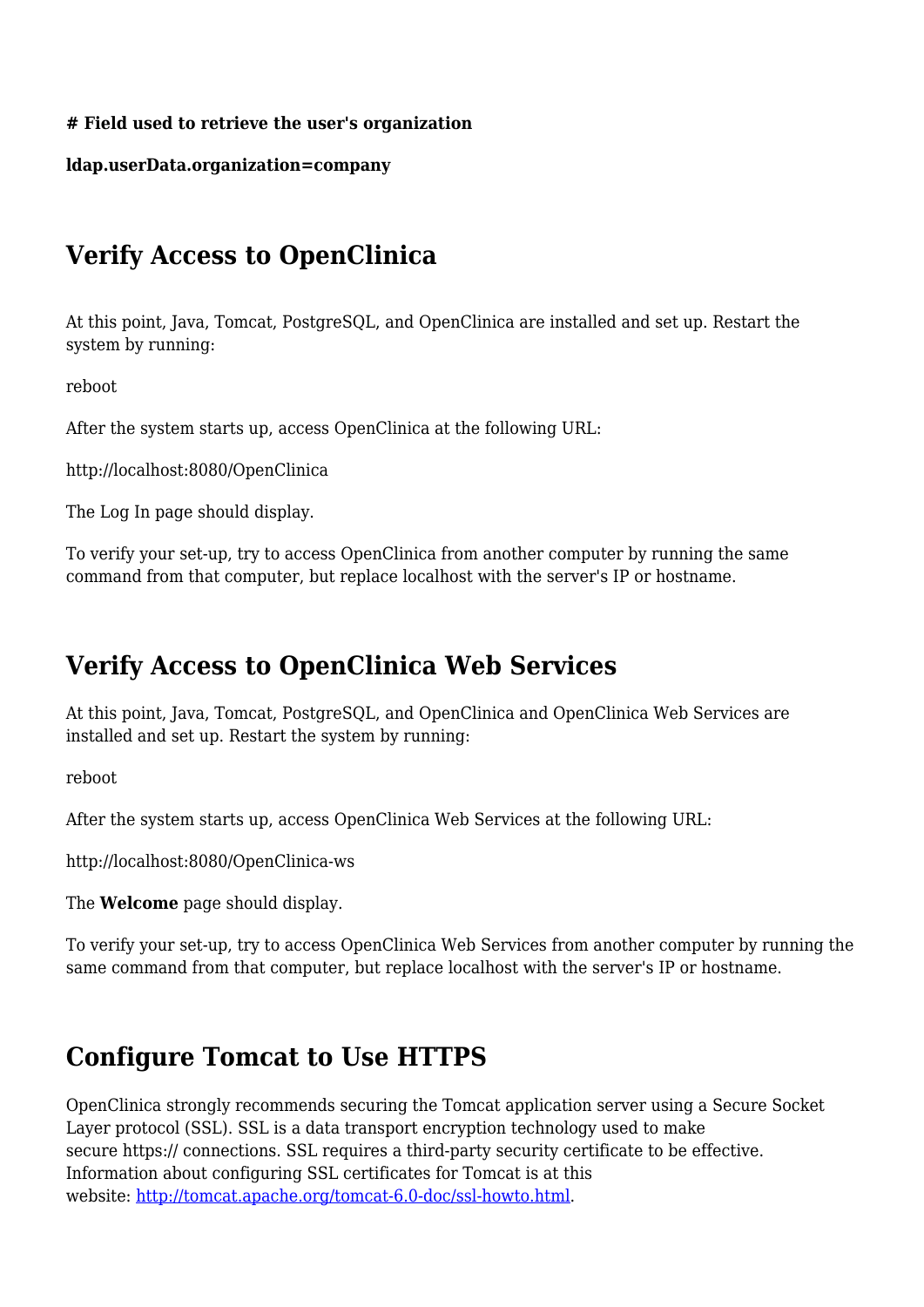**# Field used to retrieve the user's organization**

**ldap.userData.organization=company**

## Verify Access to OpenClinica

At this point, Java, Tomcat, PostgreSQL, and OpenClinica are installed and set up. Restart the system by running:

reboot

After the system starts up, access OpenClinica at the following URL:

http://localhost:8080/OpenClinica

The Log In page should display.

To verify your set-up, try to access OpenClinica from another computer by running the same command from that computer, but replace localhost with the server's IP or hostname.

## Verify Access to OpenClinica Web Services

At this point, Java, Tomcat, PostgreSQL, and OpenClinica and OpenClinica Web Services are installed and set up. Restart the system by running:

reboot

After the system starts up, access OpenClinica Web Services at the following URL:

http://localhost:8080/OpenClinica-ws

The **Welcome** page should display.

To verify your set-up, try to access OpenClinica Web Services from another computer by running the same command from that computer, but replace localhost with the server's IP or hostname.

## Configure Tomcat to Use HTTPS

OpenClinica strongly recommends securing the Tomcat application server using a Secure Socket Layer protocol (SSL). SSL is a data transport encryption technology used to make secure https:// connections. SSL requires a third-party security certificate to be effective. Information about configuring SSL certificates for Tomcat is at this website: [http://tomcat.apache.org/tomcat-6.0-doc/ssl-howto.html](http://tomcat.apache.org/tomcat-6.0-doc/ssl-howto.html).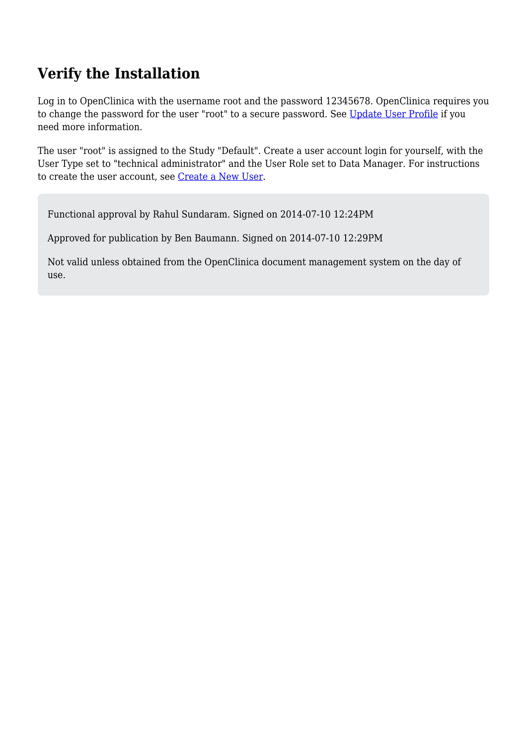## Verify the Installation

Log in to OpenClinica with the username root and the password 12345678. OpenClinica requires you to change the password for the user "root" to a secure password. See Update User Profile if you need more information.

The user "root" is assigned to the Study "Default". Create a user account login for yourself, with the User Type set to "technical administrator" and the User Role set to Data Manager. For instructions to create the user account, see Create a New User.

Functional approval by Rahul Sundaram. Signed on 2014-07-10 12:24PM

Approved for publication by Ben Baumann. Signed on 2014-07-10 12:29PM

Not valid unless obtained from the OpenClinica document management system on the day of use.